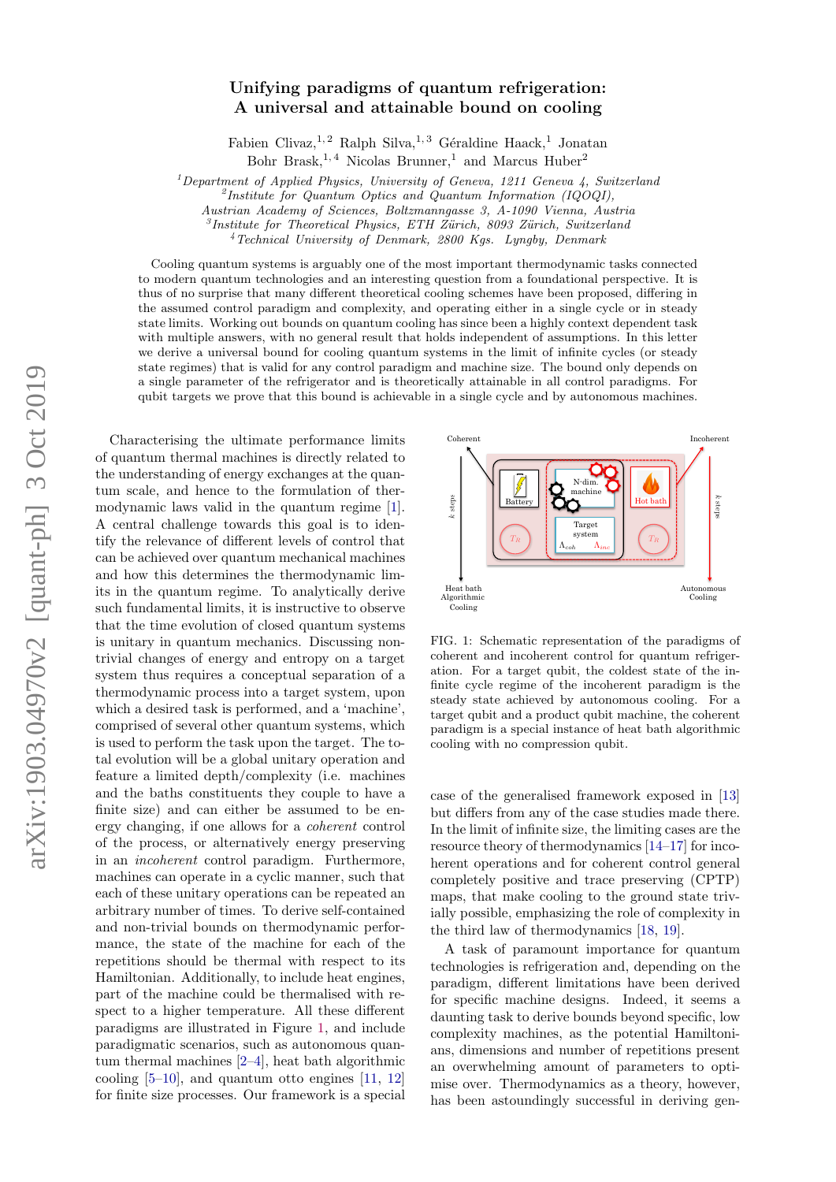# Unifying paradigms of quantum refrigeration: A universal and attainable bound on cooling

Fabien Clivaz,[1,2] Ralph Silva,[1,3] Géraldine Haack,[1] Jonatan Bohr Brask,[1,4] Nicolas Brunner,[1] and Marcus Huber[2]

[1]*Department of Applied Physics, University of Geneva, 1211 Geneva 4, Switzerland*
[2]*Institute for Quantum Optics and Quantum Information (IQOQI), Austrian Academy of Sciences, Boltzmanngasse 3, A-1090 Vienna, Austria*
[3]*Institute for Theoretical Physics, ETH Zürich, 8093 Zürich, Switzerland*
[4]*Technical University of Denmark, 2800 Kgs. Lyngby, Denmark*

Cooling quantum systems is arguably one of the most important thermodynamic tasks connected to modern quantum technologies and an interesting question from a foundational perspective. It is thus of no surprise that many different theoretical cooling schemes have been proposed, differing in the assumed control paradigm and complexity, and operating either in a single cycle or in steady state limits. Working out bounds on quantum cooling has since been a highly context dependent task with multiple answers, with no general result that holds independent of assumptions. In this letter we derive a universal bound for cooling quantum systems in the limit of infinite cycles (or steady state regimes) that is valid for any control paradigm and machine size. The bound only depends on a single parameter of the refrigerator and is theoretically attainable in all control paradigms. For qubit targets we prove that this bound is achievable in a single cycle and by autonomous machines.

Characterising the ultimate performance limits of quantum thermal machines is directly related to the understanding of energy exchanges at the quantum scale, and hence to the formulation of thermodynamic laws valid in the quantum regime [1]. A central challenge towards this goal is to identify the relevance of different levels of control that can be achieved over quantum mechanical machines and how this determines the thermodynamic limits in the quantum regime. To analytically derive such fundamental limits, it is instructive to observe that the time evolution of closed quantum systems is unitary in quantum mechanics. Discussing nontrivial changes of energy and entropy on a target system thus requires a conceptual separation of a thermodynamic process into a target system, upon which a desired task is performed, and a 'machine', comprised of several other quantum systems, which is used to perform the task upon the target. The total evolution will be a global unitary operation and feature a limited depth/complexity (i.e. machines and the baths constituents they couple to have a finite size) and can either be assumed to be energy changing, if one allows for a *coherent* control of the process, or alternatively energy preserving in an *incoherent* control paradigm. Furthermore, machines can operate in a cyclic manner, such that each of these unitary operations can be repeated an arbitrary number of times. To derive self-contained and non-trivial bounds on thermodynamic performance, the state of the machine for each of the repetitions should be thermal with respect to its Hamiltonian. Additionally, to include heat engines, part of the machine could be thermalised with respect to a higher temperature. All these different paradigms are illustrated in Figure 1, and include paradigmatic scenarios, such as autonomous quantum thermal machines [2–4], heat bath algorithmic cooling [5–10], and quantum otto engines [11, 12] for finite size processes. Our framework is a special case of the generalised framework exposed in [13] but differs from any of the case studies made there. In the limit of infinite size, the limiting cases are the resource theory of thermodynamics [14–17] for incoherent operations and for coherent control general completely positive and trace preserving (CPTP) maps, that make cooling to the ground state trivially possible, emphasizing the role of complexity in the third law of thermodynamics [18, 19].

FIG. 1: Schematic representation of the paradigms of coherent and incoherent control for quantum refrigeration. For a target qubit, the coldest state of the infinite cycle regime of the incoherent paradigm is the steady state achieved by autonomous cooling. For a target qubit and a product qubit machine, the coherent paradigm is a special instance of heat bath algorithmic cooling with no compression qubit.

A task of paramount importance for quantum technologies is refrigeration and, depending on the paradigm, different limitations have been derived for specific machine designs. Indeed, it seems a daunting task to derive bounds beyond specific, low complexity machines, as the potential Hamiltonians, dimensions and number of repetitions present an overwhelming amount of parameters to optimise over. Thermodynamics as a theory, however, has been astoundingly successful in deriving gen-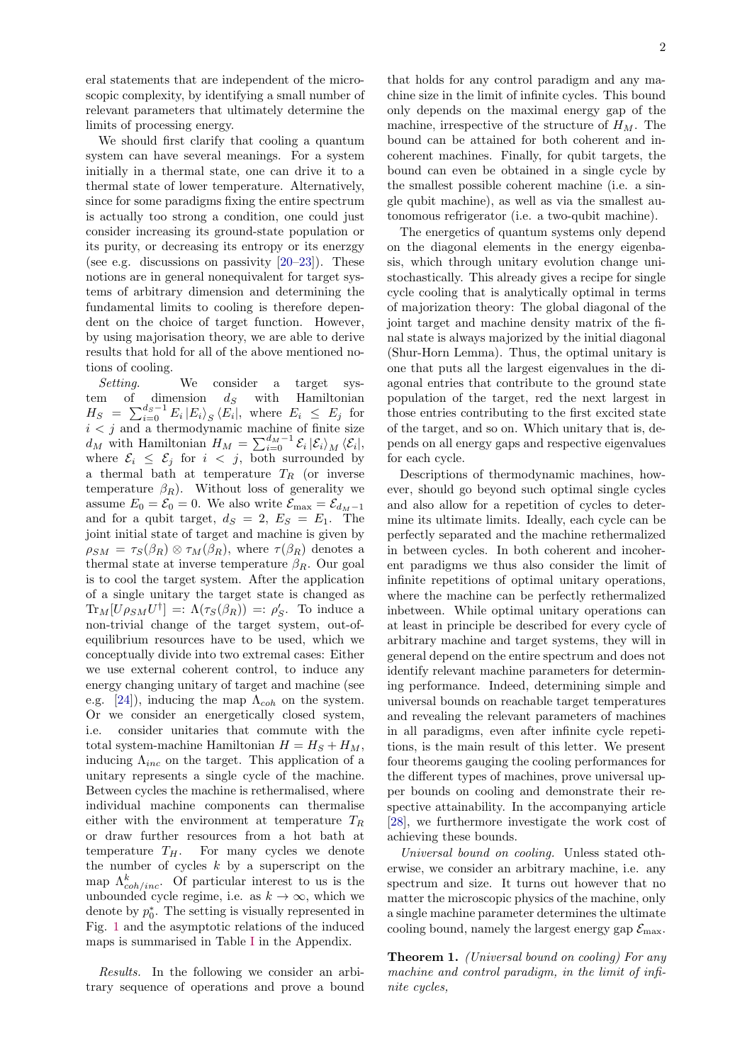eral statements that are independent of the microscopic complexity, by identifying a small number of relevant parameters that ultimately determine the limits of processing energy.

We should first clarify that cooling a quantum system can have several meanings. For a system initially in a thermal state, one can drive it to a thermal state of lower temperature. Alternatively, since for some paradigms fixing the entire spectrum is actually too strong a condition, one could just consider increasing its ground-state population or its purity, or decreasing its entropy or its enerzgy (see e.g. discussions on passivity [20–23]). These notions are in general nonequivalent for target systems of arbitrary dimension and determining the fundamental limits to cooling is therefore dependent on the choice of target function. However, by using majorisation theory, we are able to derive results that hold for all of the above mentioned notions of cooling.

*Setting.* We consider a target system of dimension $d_S$ with Hamiltonian $H_S = \sum_{i=0}^{d_S-1} E_i \left|E_i\right\rangle_S \left\langle E_i\right|$, where $E_i \leq E_j$ for $i < j$ and a thermodynamic machine of finite size $d_M$ with Hamiltonian $H_M = \sum_{i=0}^{d_M-1} \mathcal{E}_i \left|\mathcal{E}_i\right\rangle_M \left\langle \mathcal{E}_i\right|$, where $\mathcal{E}_i \leq \mathcal{E}_j$ for $i < j$, both surrounded by a thermal bath at temperature $T_R$ (or inverse temperature $\beta_R$). Without loss of generality we assume $E_0 = \mathcal{E}_0 = 0$. We also write $\mathcal{E}_{\max} = \mathcal{E}_{d_M-1}$ and for a qubit target, $d_S = 2$, $E_S = E_1$. The joint initial state of target and machine is given by $\rho_{SM} = \tau_S(\beta_R) \otimes \tau_M(\beta_R)$, where $\tau(\beta_R)$ denotes a thermal state at inverse temperature $\beta_R$. Our goal is to cool the target system. After the application of a single unitary the target state is changed as $\mathrm{Tr}_M[U\rho_{SM}U^\dagger] =: \Lambda(\tau_S(\beta_R)) =: \rho'_S$. To induce a non-trivial change of the target system, out-of-equilibrium resources have to be used, which we conceptually divide into two extremal cases: Either we use external coherent control, to induce any energy changing unitary of target and machine (see e.g. [24]), inducing the map $\Lambda_{coh}$ on the system. Or we consider an energetically closed system, i.e. consider unitaries that commute with the total system-machine Hamiltonian $H = H_S + H_M$, inducing $\Lambda_{inc}$ on the target. This application of a unitary represents a single cycle of the machine. Between cycles the machine is rethermalised, where individual machine components can thermalise either with the environment at temperature $T_R$ or draw further resources from a hot bath at temperature $T_H$. For many cycles we denote the number of cycles $k$ by a superscript on the map $\Lambda^k_{coh/inc}$. Of particular interest to us is the unbounded cycle regime, i.e. as $k \to \infty$, which we denote by $p_0^*$. The setting is visually represented in Fig. 1 and the asymptotic relations of the induced maps is summarised in Table I in the Appendix.

*Results.* In the following we consider an arbitrary sequence of operations and prove a bound that holds for any control paradigm and any machine size in the limit of infinite cycles. This bound only depends on the maximal energy gap of the machine, irrespective of the structure of $H_M$. The bound can be attained for both coherent and incoherent machines. Finally, for qubit targets, the bound can even be obtained in a single cycle by the smallest possible coherent machine (i.e. a single qubit machine), as well as via the smallest autonomous refrigerator (i.e. a two-qubit machine).

The energetics of quantum systems only depend on the diagonal elements in the energy eigenbasis, which through unitary evolution change unistochastically. This already gives a recipe for single cycle cooling that is analytically optimal in terms of majorization theory: The global diagonal of the joint target and machine density matrix of the final state is always majorized by the initial diagonal (Shur-Horn Lemma). Thus, the optimal unitary is one that puts all the largest eigenvalues in the diagonal entries that contribute to the ground state population of the target, red the next largest in those entries contributing to the first excited state of the target, and so on. Which unitary that is, depends on all energy gaps and respective eigenvalues for each cycle.

Descriptions of thermodynamic machines, however, should go beyond such optimal single cycles and also allow for a repetition of cycles to determine its ultimate limits. Ideally, each cycle can be perfectly separated and the machine rethermalized in between cycles. In both coherent and incoherent paradigms we thus also consider the limit of infinite repetitions of optimal unitary operations, where the machine can be perfectly rethermalized inbetween. While optimal unitary operations can at least in principle be described for every cycle of arbitrary machine and target systems, they will in general depend on the entire spectrum and does not identify relevant machine parameters for determining performance. Indeed, determining simple and universal bounds on reachable target temperatures and revealing the relevant parameters of machines in all paradigms, even after infinite cycle repetitions, is the main result of this letter. We present four theorems gauging the cooling performances for the different types of machines, prove universal upper bounds on cooling and demonstrate their respective attainability. In the accompanying article [28], we furthermore investigate the work cost of achieving these bounds.

*Universal bound on cooling.* Unless stated otherwise, we consider an arbitrary machine, i.e. any spectrum and size. It turns out however that no matter the microscopic physics of the machine, only a single machine parameter determines the ultimate cooling bound, namely the largest energy gap $\mathcal{E}_{\max}$.

**Theorem 1.** *(Universal bound on cooling) For any machine and control paradigm, in the limit of infinite cycles,*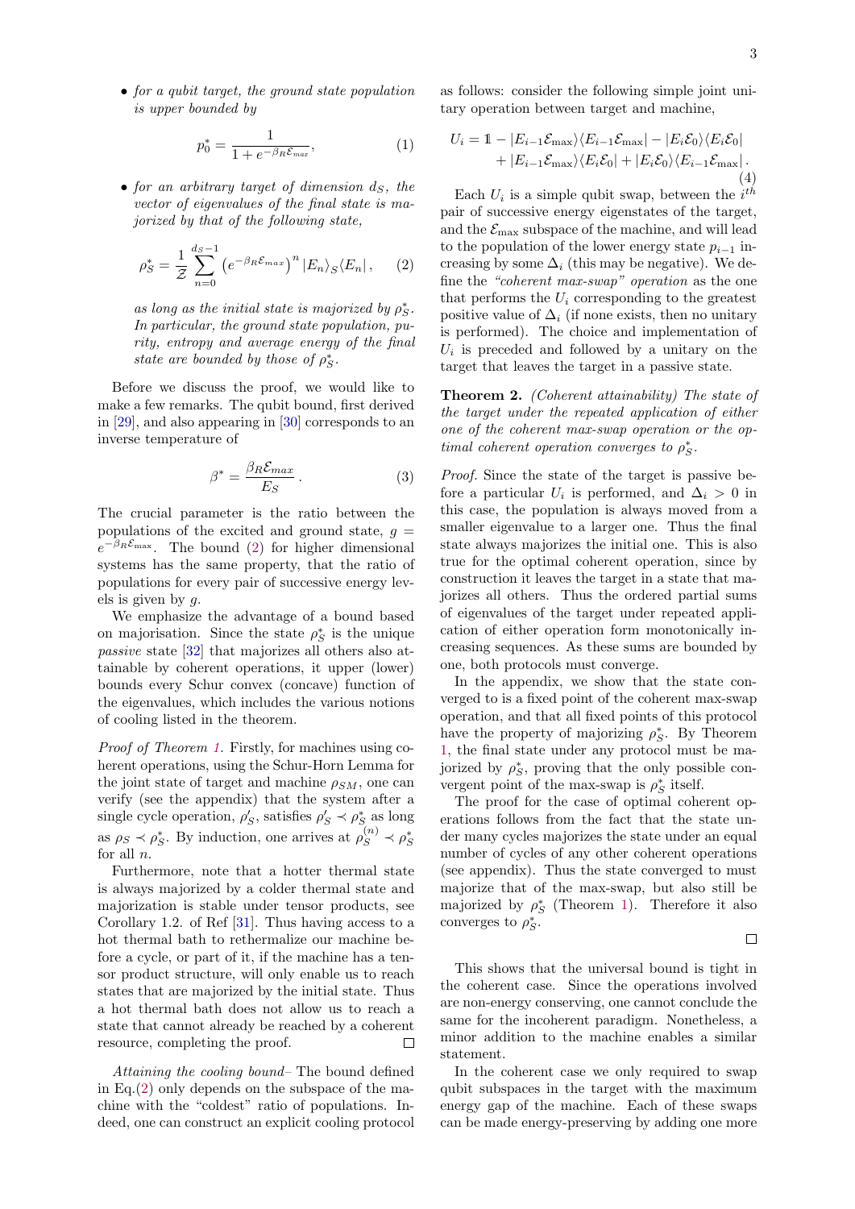- *for a qubit target, the ground state population is upper bounded by*

$$p_0^* = \frac{1}{1+e^{-\beta_R \mathcal{E}_{max}}}, \tag{1}$$

- *for an arbitrary target of dimension $d_S$, the vector of eigenvalues of the final state is majorized by that of the following state,*

$$\rho_S^* = \frac{1}{\mathcal{Z}} \sum_{n=0}^{d_S-1} \left(e^{-\beta_R \mathcal{E}_{max}}\right)^n |E_n\rangle_S \langle E_n|, \tag{2}$$

*as long as the initial state is majorized by $\rho_S^*$. In particular, the ground state population, purity, entropy and average energy of the final state are bounded by those of $\rho_S^*$.*

Before we discuss the proof, we would like to make a few remarks. The qubit bound, first derived in [29], and also appearing in [30] corresponds to an inverse temperature of

$$\beta^* = \frac{\beta_R \mathcal{E}_{max}}{E_S}. \tag{3}$$

The crucial parameter is the ratio between the populations of the excited and ground state, $g = e^{-\beta_R \mathcal{E}_{\max}}$. The bound (2) for higher dimensional systems has the same property, that the ratio of populations for every pair of successive energy levels is given by $g$.

We emphasize the advantage of a bound based on majorisation. Since the state $\rho_S^*$ is the unique *passive* state [32] that majorizes all others also attainable by coherent operations, it upper (lower) bounds every Schur convex (concave) function of the eigenvalues, which includes the various notions of cooling listed in the theorem.

*Proof of Theorem 1.* Firstly, for machines using coherent operations, using the Schur-Horn Lemma for the joint state of target and machine $\rho_{SM}$, one can verify (see the appendix) that the system after a single cycle operation, $\rho_S'$, satisfies $\rho_S' \prec \rho_S^*$ as long as $\rho_S \prec \rho_S^*$. By induction, one arrives at $\rho_S^{(n)} \prec \rho_S^*$ for all $n$.

Furthermore, note that a hotter thermal state is always majorized by a colder thermal state and majorization is stable under tensor products, see Corollary 1.2. of Ref [31]. Thus having access to a hot thermal bath to rethermalize our machine before a cycle, or part of it, if the machine has a tensor product structure, will only enable us to reach states that are majorized by the initial state. Thus a hot thermal bath does not allow us to reach a state that cannot already be reached by a coherent resource, completing the proof. □

*Attaining the cooling bound–* The bound defined in Eq.(2) only depends on the subspace of the machine with the "coldest" ratio of populations. Indeed, one can construct an explicit cooling protocol as follows: consider the following simple joint unitary operation between target and machine,

$$\begin{aligned} U_i = \mathbb{1} &- |E_{i-1}\mathcal{E}_{\max}\rangle\langle E_{i-1}\mathcal{E}_{\max}| - |E_i\mathcal{E}_0\rangle\langle E_i\mathcal{E}_0| \\ &+ |E_{i-1}\mathcal{E}_{\max}\rangle\langle E_i\mathcal{E}_0| + |E_i\mathcal{E}_0\rangle\langle E_{i-1}\mathcal{E}_{\max}|. \end{aligned} \tag{4}$$

Each $U_i$ is a simple qubit swap, between the $i^{th}$ pair of successive energy eigenstates of the target, and the $\mathcal{E}_{\max}$ subspace of the machine, and will lead to the population of the lower energy state $p_{i-1}$ increasing by some $\Delta_i$ (this may be negative). We define the *"coherent max-swap" operation* as the one that performs the $U_i$ corresponding to the greatest positive value of $\Delta_i$ (if none exists, then no unitary is performed). The choice and implementation of $U_i$ is preceded and followed by a unitary on the target that leaves the target in a passive state.

**Theorem 2.** *(Coherent attainability) The state of the target under the repeated application of either one of the coherent max-swap operation or the optimal coherent operation converges to $\rho_S^*$.*

*Proof.* Since the state of the target is passive before a particular $U_i$ is performed, and $\Delta_i > 0$ in this case, the population is always moved from a smaller eigenvalue to a larger one. Thus the final state always majorizes the initial one. This is also true for the optimal coherent operation, since by construction it leaves the target in a state that majorizes all others. Thus the ordered partial sums of eigenvalues of the target under repeated application of either operation form monotonically increasing sequences. As these sums are bounded by one, both protocols must converge.

In the appendix, we show that the state converged to is a fixed point of the coherent max-swap operation, and that all fixed points of this protocol have the property of majorizing $\rho_S^*$. By Theorem 1, the final state under any protocol must be majorized by $\rho_S^*$, proving that the only possible convergent point of the max-swap is $\rho_S^*$ itself.

The proof for the case of optimal coherent operations follows from the fact that the state under many cycles majorizes the state under an equal number of cycles of any other coherent operations (see appendix). Thus the state converged to must majorize that of the max-swap, but also still be majorized by $\rho_S^*$ (Theorem 1). Therefore it also converges to $\rho_S^*$. □

This shows that the universal bound is tight in the coherent case. Since the operations involved are non-energy conserving, one cannot conclude the same for the incoherent paradigm. Nonetheless, a minor addition to the machine enables a similar statement.

In the coherent case we only required to swap qubit subspaces in the target with the maximum energy gap of the machine. Each of these swaps can be made energy-preserving by adding one more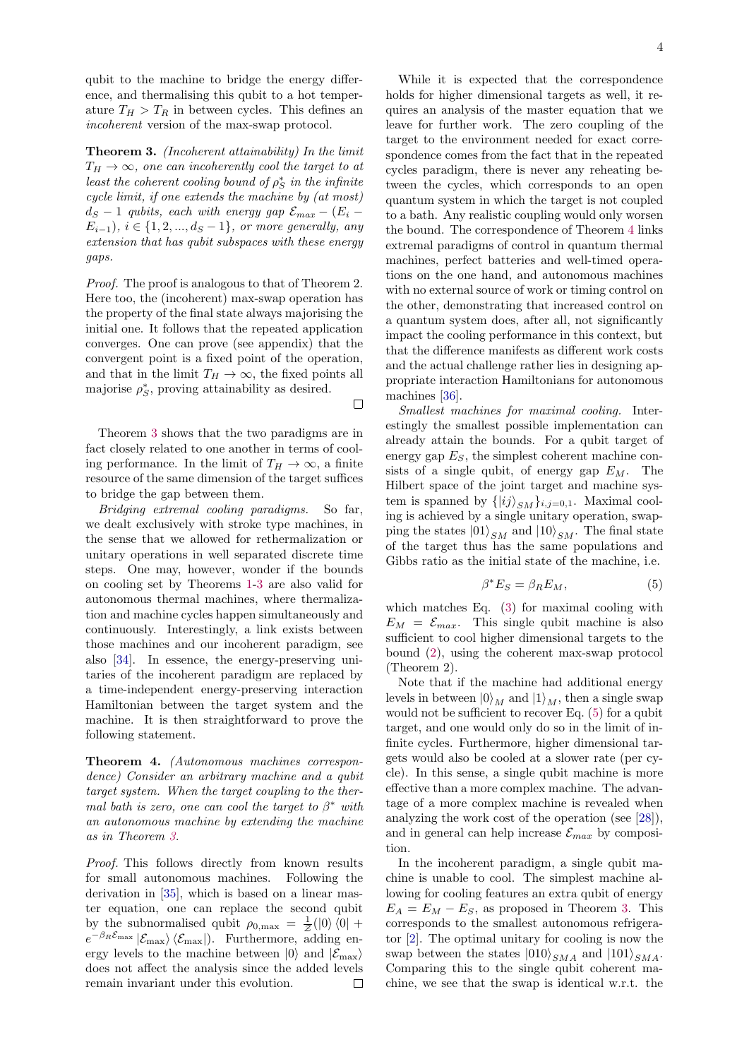qubit to the machine to bridge the energy difference, and thermalising this qubit to a hot temperature $T_H > T_R$ in between cycles. This defines an *incoherent* version of the max-swap protocol.

**Theorem 3.** *(Incoherent attainability) In the limit $T_H \to \infty$, one can incoherently cool the target to at least the coherent cooling bound of $\rho_S^*$ in the infinite cycle limit, if one extends the machine by (at most) $d_S - 1$ qubits, each with energy gap $\mathcal{E}_{max} - (E_i - E_{i-1})$, $i \in \{1, 2, ..., d_S - 1\}$, or more generally, any extension that has qubit subspaces with these energy gaps.*

*Proof.* The proof is analogous to that of Theorem 2. Here too, the (incoherent) max-swap operation has the property of the final state always majorising the initial one. It follows that the repeated application converges. One can prove (see appendix) that the convergent point is a fixed point of the operation, and that in the limit $T_H \to \infty$, the fixed points all majorise $\rho_S^*$, proving attainability as desired. □

Theorem 3 shows that the two paradigms are in fact closely related to one another in terms of cooling performance. In the limit of $T_H \to \infty$, a finite resource of the same dimension of the target suffices to bridge the gap between them.

*Bridging extremal cooling paradigms.* So far, we dealt exclusively with stroke type machines, in the sense that we allowed for rethermalization or unitary operations in well separated discrete time steps. One may, however, wonder if the bounds on cooling set by Theorems 1-3 are also valid for autonomous thermal machines, where thermalization and machine cycles happen simultaneously and continuously. Interestingly, a link exists between those machines and our incoherent paradigm, see also [34]. In essence, the energy-preserving unitaries of the incoherent paradigm are replaced by a time-independent energy-preserving interaction Hamiltonian between the target system and the machine. It is then straightforward to prove the following statement.

**Theorem 4.** *(Autonomous machines correspondence) Consider an arbitrary machine and a qubit target system. When the target coupling to the thermal bath is zero, one can cool the target to $\beta^*$ with an autonomous machine by extending the machine as in Theorem 3.*

*Proof.* This follows directly from known results for small autonomous machines. Following the derivation in [35], which is based on a linear master equation, one can replace the second qubit by the subnormalised qubit $\rho_{0,\max} = \frac{1}{Z}(|0\rangle\langle 0| + e^{-\beta_R \mathcal{E}_{\max}} |\mathcal{E}_{\max}\rangle\langle \mathcal{E}_{\max}|)$. Furthermore, adding energy levels to the machine between $|0\rangle$ and $|\mathcal{E}_{\max}\rangle$ does not affect the analysis since the added levels remain invariant under this evolution. □

While it is expected that the correspondence holds for higher dimensional targets as well, it requires an analysis of the master equation that we leave for further work. The zero coupling of the target to the environment needed for exact correspondence comes from the fact that in the repeated cycles paradigm, there is never any reheating between the cycles, which corresponds to an open quantum system in which the target is not coupled to a bath. Any realistic coupling would only worsen the bound. The correspondence of Theorem 4 links extremal paradigms of control in quantum thermal machines, perfect batteries and well-timed operations on the one hand, and autonomous machines with no external source of work or timing control on the other, demonstrating that increased control on a quantum system does, after all, not significantly impact the cooling performance in this context, but that the difference manifests as different work costs and the actual challenge rather lies in designing appropriate interaction Hamiltonians for autonomous machines [36].

*Smallest machines for maximal cooling.* Interestingly the smallest possible implementation can already attain the bounds. For a qubit target of energy gap $E_S$, the simplest coherent machine consists of a single qubit, of energy gap $E_M$. The Hilbert space of the joint target and machine system is spanned by $\{|ij\rangle_{SM}\}_{i,j=0,1}$. Maximal cooling is achieved by a single unitary operation, swapping the states $|01\rangle_{SM}$ and $|10\rangle_{SM}$. The final state of the target thus has the same populations and Gibbs ratio as the initial state of the machine, i.e.

$$\beta^* E_S = \beta_R E_M, \tag{5}$$

which matches Eq. (3) for maximal cooling with $E_M = \mathcal{E}_{max}$. This single qubit machine is also sufficient to cool higher dimensional targets to the bound (2), using the coherent max-swap protocol (Theorem 2).

Note that if the machine had additional energy levels in between $|0\rangle_M$ and $|1\rangle_M$, then a single swap would not be sufficient to recover Eq. (5) for a qubit target, and one would only do so in the limit of infinite cycles. Furthermore, higher dimensional targets would also be cooled at a slower rate (per cycle). In this sense, a single qubit machine is more effective than a more complex machine. The advantage of a more complex machine is revealed when analyzing the work cost of the operation (see [28]), and in general can help increase $\mathcal{E}_{max}$ by composition.

In the incoherent paradigm, a single qubit machine is unable to cool. The simplest machine allowing for cooling features an extra qubit of energy $E_A = E_M - E_S$, as proposed in Theorem 3. This corresponds to the smallest autonomous refrigerator [2]. The optimal unitary for cooling is now the swap between the states $|010\rangle_{SMA}$ and $|101\rangle_{SMA}$. Comparing this to the single qubit coherent machine, we see that the swap is identical w.r.t. the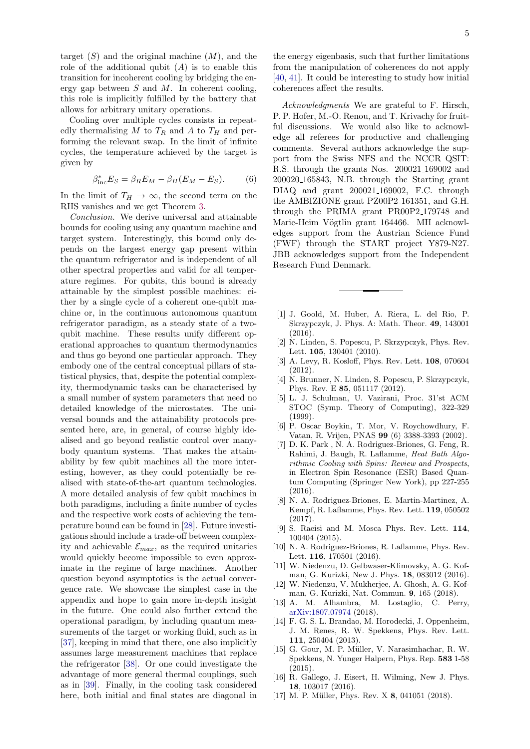target ($S$) and the original machine ($M$), and the role of the additional qubit ($A$) is to enable this transition for incoherent cooling by bridging the energy gap between $S$ and $M$. In coherent cooling, this role is implicitly fulfilled by the battery that allows for arbitrary unitary operations.

Cooling over multiple cycles consists in repeatedly thermalising $M$ to $T_R$ and $A$ to $T_H$ and performing the relevant swap. In the limit of infinite cycles, the temperature achieved by the target is given by

$$\beta^*_{\text{inc}} E_S = \beta_R E_M - \beta_H (E_M - E_S). \tag{6}$$

In the limit of $T_H \to \infty$, the second term on the RHS vanishes and we get Theorem 3.

*Conclusion.* We derive universal and attainable bounds for cooling using any quantum machine and target system. Interestingly, this bound only depends on the largest energy gap present within the quantum refrigerator and is independent of all other spectral properties and valid for all temperature regimes. For qubits, this bound is already attainable by the simplest possible machines: either by a single cycle of a coherent one-qubit machine or, in the continuous autonomous quantum refrigerator paradigm, as a steady state of a two-qubit machine. These results unify different operational approaches to quantum thermodynamics and thus go beyond one particular approach. They embody one of the central conceptual pillars of statistical physics, that, despite the potential complexity, thermodynamic tasks can be characterised by a small number of system parameters that need no detailed knowledge of the microstates. The universal bounds and the attainability protocols presented here, are, in general, of course highly idealised and go beyond realistic control over many-body quantum systems. That makes the attainability by few qubit machines all the more interesting, however, as they could potentially be realised with state-of-the-art quantum technologies. A more detailed analysis of few qubit machines in both paradigms, including a finite number of cycles and the respective work costs of achieving the temperature bound can be found in [28]. Future investigations should include a trade-off between complexity and achievable $\mathcal{E}_{max}$, as the required unitaries would quickly become impossible to even approximate in the regime of large machines. Another question beyond asymptotics is the actual convergence rate. We showcase the simplest case in the appendix and hope to gain more in-depth insight in the future. One could also further extend the operational paradigm, by including quantum measurements of the target or working fluid, such as in [37], keeping in mind that there, one also implicitly assumes large measurement machines that replace the refrigerator [38]. Or one could investigate the advantage of more general thermal couplings, such as in [39]. Finally, in the cooling task considered here, both initial and final states are diagonal in the energy eigenbasis, such that further limitations from the manipulation of coherences do not apply [40, 41]. It could be interesting to study how initial coherences affect the results.

*Acknowledgments* We are grateful to F. Hirsch, P. P. Hofer, M.-O. Renou, and T. Krivachy for fruitful discussions. We would also like to acknowledge all referees for productive and challenging comments. Several authors acknowledge the support from the Swiss NFS and the NCCR QSIT: R.S. through the grants Nos. 200021_169002 and 200020_165843, N.B. through the Starting grant DIAQ and grant 200021_169002, F.C. through the AMBIZIONE grant PZ00P2_161351, and G.H. through the PRIMA grant PR00P2_179748 and Marie-Heim Vögtlin grant 164466. MH acknowledges support from the Austrian Science Fund (FWF) through the START project Y879-N27. JBB acknowledges support from the Independent Research Fund Denmark.

---

[1] J. Goold, M. Huber, A. Riera, L. del Rio, P. Skrzypczyk, J. Phys. A: Math. Theor. **49**, 143001 (2016).

[2] N. Linden, S. Popescu, P. Skrzypczyk, Phys. Rev. Lett. **105**, 130401 (2010).

[3] A. Levy, R. Kosloff, Phys. Rev. Lett. **108**, 070604 (2012).

[4] N. Brunner, N. Linden, S. Popescu, P. Skrzypczyk, Phys. Rev. E **85**, 051117 (2012).

[5] L. J. Schulman, U. Vazirani, Proc. 31'st ACM STOC (Symp. Theory of Computing), 322-329 (1999).

[6] P. Oscar Boykin, T. Mor, V. Roychowdhury, F. Vatan, R. Vrijen, PNAS **99** (6) 3388-3393 (2002).

[7] D. K. Park , N. A. Rodriguez-Briones, G. Feng, R. Rahimi, J. Baugh, R. Laflamme, *Heat Bath Algorithmic Cooling with Spins: Review and Prospects*, in Electron Spin Resonance (ESR) Based Quantum Computing (Springer New York), pp 227-255 (2016).

[8] N. A. Rodriguez-Briones, E. Martin-Martinez, A. Kempf, R. Laflamme, Phys. Rev. Lett. **119**, 050502 (2017).

[9] S. Raeisi and M. Mosca Phys. Rev. Lett. **114**, 100404 (2015).

[10] N. A. Rodriguez-Briones, R. Laflamme, Phys. Rev. Lett. **116**, 170501 (2016).

[11] W. Niedenzu, D. Gelbwaser-Klimovsky, A. G. Kofman, G. Kurizki, New J. Phys. **18**, 083012 (2016).

[12] W. Niedenzu, V. Mukherjee, A. Ghosh, A. G. Kofman, G. Kurizki, Nat. Commun. **9**, 165 (2018).

[13] A. M. Alhambra, M. Lostaglio, C. Perry, arXiv:1807.07974 (2018).

[14] F. G. S. L. Brandao, M. Horodecki, J. Oppenheim, J. M. Renes, R. W. Spekkens, Phys. Rev. Lett. **111**, 250404 (2013).

[15] G. Gour, M. P. Müller, V. Narasimhachar, R. W. Spekkens, N. Yunger Halpern, Phys. Rep. **583** 1-58 (2015).

[16] R. Gallego, J. Eisert, H. Wilming, New J. Phys. **18**, 103017 (2016).

[17] M. P. Müller, Phys. Rev. X **8**, 041051 (2018).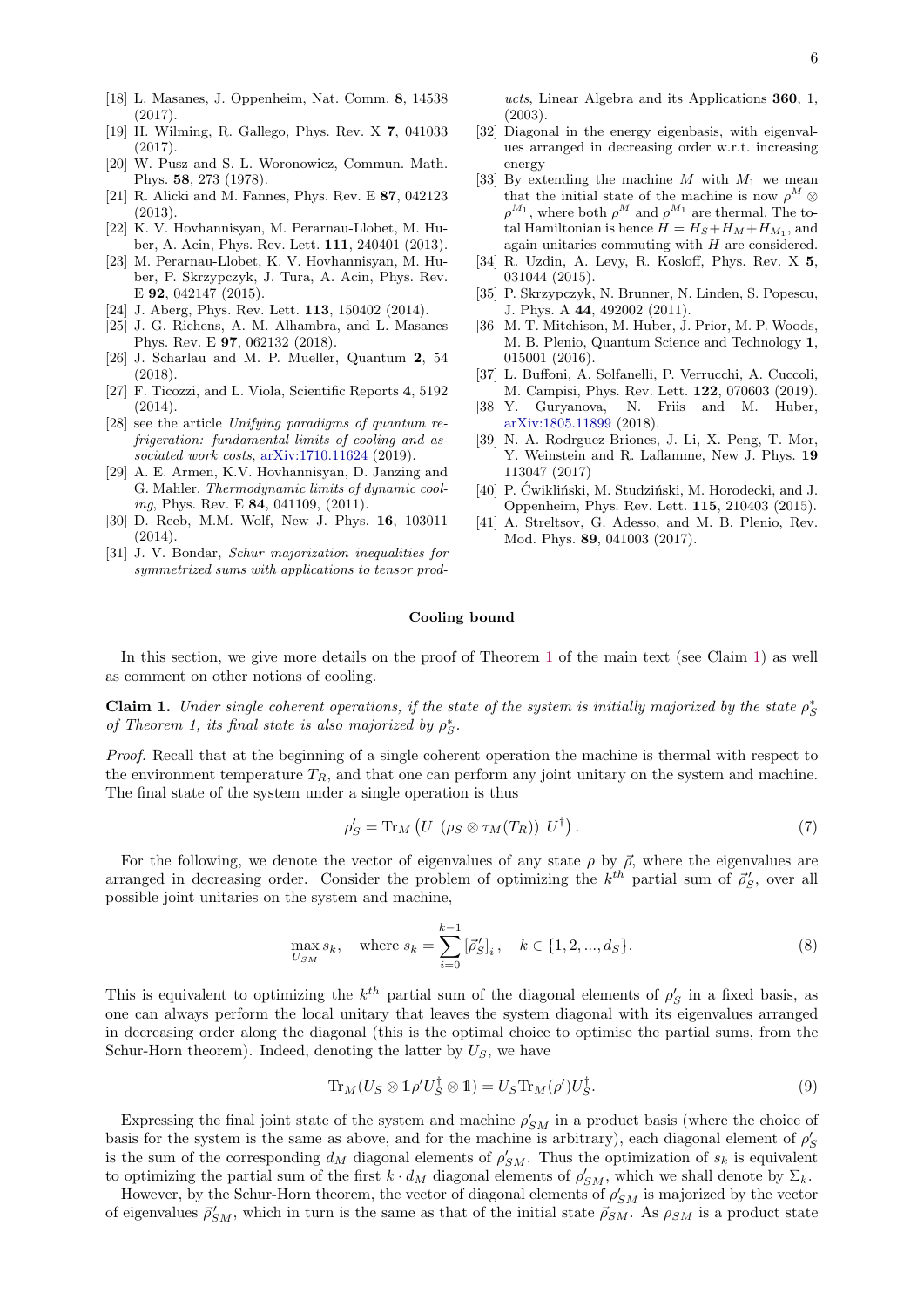[18] L. Masanes, J. Oppenheim, Nat. Comm. **8**, 14538 (2017).

[19] H. Wilming, R. Gallego, Phys. Rev. X **7**, 041033 (2017).

[20] W. Pusz and S. L. Woronowicz, Commun. Math. Phys. **58**, 273 (1978).

[21] R. Alicki and M. Fannes, Phys. Rev. E **87**, 042123 (2013).

[22] K. V. Hovhannisyan, M. Perarnau-Llobet, M. Huber, A. Acin, Phys. Rev. Lett. **111**, 240401 (2013).

[23] M. Perarnau-Llobet, K. V. Hovhannisyan, M. Huber, P. Skrzypczyk, J. Tura, A. Acin, Phys. Rev. E **92**, 042147 (2015).

[24] J. Aberg, Phys. Rev. Lett. **113**, 150402 (2014).

[25] J. G. Richens, A. M. Alhambra, and L. Masanes Phys. Rev. E **97**, 062132 (2018).

[26] J. Scharlau and M. P. Mueller, Quantum **2**, 54 (2018).

[27] F. Ticozzi, and L. Viola, Scientific Reports **4**, 5192 (2014).

[28] see the article *Unifying paradigms of quantum refrigeration: fundamental limits of cooling and associated work costs*, arXiv:1710.11624 (2019).

[29] A. E. Armen, K.V. Hovhannisyan, D. Janzing and G. Mahler, *Thermodynamic limits of dynamic cooling*, Phys. Rev. E **84**, 041109, (2011).

[30] D. Reeb, M.M. Wolf, New J. Phys. **16**, 103011 (2014).

[31] J. V. Bondar, *Schur majorization inequalities for symmetrized sums with applications to tensor products*, Linear Algebra and its Applications **360**, 1, (2003).

[32] Diagonal in the energy eigenbasis, with eigenvalues arranged in decreasing order w.r.t. increasing energy

[33] By extending the machine $M$ with $M_1$ we mean that the initial state of the machine is now $\rho^M \otimes \rho^{M_1}$, where both $\rho^M$ and $\rho^{M_1}$ are thermal. The total Hamiltonian is hence $H = H_S + H_M + H_{M_1}$, and again unitaries commuting with $H$ are considered.

[34] R. Uzdin, A. Levy, R. Kosloff, Phys. Rev. X **5**, 031044 (2015).

[35] P. Skrzypczyk, N. Brunner, N. Linden, S. Popescu, J. Phys. A **44**, 492002 (2011).

[36] M. T. Mitchison, M. Huber, J. Prior, M. P. Woods, M. B. Plenio, Quantum Science and Technology **1**, 015001 (2016).

[37] L. Buffoni, A. Solfanelli, P. Verrucchi, A. Cuccoli, M. Campisi, Phys. Rev. Lett. **122**, 070603 (2019).

[38] Y. Guryanova, N. Friis and M. Huber, arXiv:1805.11899 (2018).

[39] N. A. Rodrguez-Briones, J. Li, X. Peng, T. Mor, Y. Weinstein and R. Laflamme, New J. Phys. **19** 113047 (2017)

[40] P. Ćwikliński, M. Studziński, M. Horodecki, and J. Oppenheim, Phys. Rev. Lett. **115**, 210403 (2015).

[41] A. Streltsov, G. Adesso, and M. B. Plenio, Rev. Mod. Phys. **89**, 041003 (2017).

## Cooling bound

In this section, we give more details on the proof of Theorem 1 of the main text (see Claim 1) as well as comment on other notions of cooling.

**Claim 1.** *Under single coherent operations, if the state of the system is initially majorized by the state $\rho_S^*$ of Theorem 1, its final state is also majorized by $\rho_S^*$.*

*Proof.* Recall that at the beginning of a single coherent operation the machine is thermal with respect to the environment temperature $T_R$, and that one can perform any joint unitary on the system and machine. The final state of the system under a single operation is thus

$$\rho_S' = \mathrm{Tr}_M \left( U \; (\rho_S \otimes \tau_M(T_R)) \; U^\dagger \right). \tag{7}$$

For the following, we denote the vector of eigenvalues of any state $\rho$ by $\vec{\rho}$, where the eigenvalues are arranged in decreasing order. Consider the problem of optimizing the $k^{th}$ partial sum of $\vec{\rho}_S'$, over all possible joint unitaries on the system and machine,

$$\max_{U_{SM}} s_k, \quad \text{where } s_k = \sum_{i=0}^{k-1} [\vec{\rho}_S']_i\,, \quad k \in \{1, 2, ..., d_S\}. \tag{8}$$

This is equivalent to optimizing the $k^{th}$ partial sum of the diagonal elements of $\rho_S'$ in a fixed basis, as one can always perform the local unitary that leaves the system diagonal with its eigenvalues arranged in decreasing order along the diagonal (this is the optimal choice to optimise the partial sums, from the Schur-Horn theorem). Indeed, denoting the latter by $U_S$, we have

$$\mathrm{Tr}_M (U_S \otimes \mathbb{1} \rho' U_S^\dagger \otimes \mathbb{1}) = U_S \mathrm{Tr}_M(\rho') U_S^\dagger. \tag{9}$$

Expressing the final joint state of the system and machine $\rho_{SM}'$ in a product basis (where the choice of basis for the system is the same as above, and for the machine is arbitrary), each diagonal element of $\rho_S'$ is the sum of the corresponding $d_M$ diagonal elements of $\rho_{SM}'$. Thus the optimization of $s_k$ is equivalent to optimizing the partial sum of the first $k \cdot d_M$ diagonal elements of $\rho_{SM}'$, which we shall denote by $\Sigma_k$.

However, by the Schur-Horn theorem, the vector of diagonal elements of $\rho_{SM}'$ is majorized by the vector of eigenvalues $\vec{\rho}_{SM}'$, which in turn is the same as that of the initial state $\vec{\rho}_{SM}$. As $\rho_{SM}$ is a product state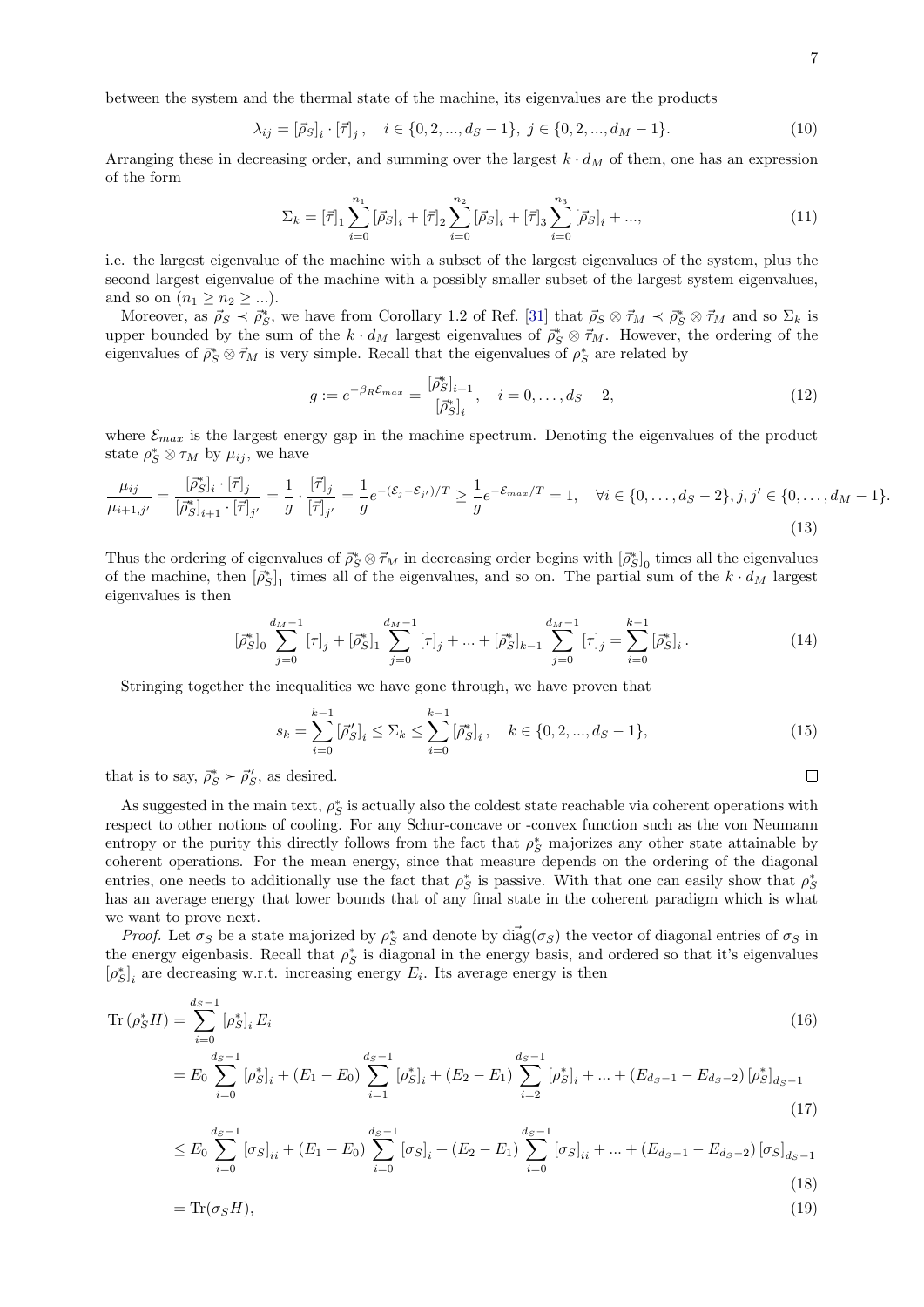between the system and the thermal state of the machine, its eigenvalues are the products

$$\lambda_{ij} = [\vec{\rho}_S]_i \cdot [\vec{\tau}]_j, \quad i \in \{0, 2, ..., d_S - 1\},\ j \in \{0, 2, ..., d_M - 1\}. \tag{10}$$

Arranging these in decreasing order, and summing over the largest $k \cdot d_M$ of them, one has an expression of the form

$$\Sigma_k = [\vec{\tau}]_1 \sum_{i=0}^{n_1} [\vec{\rho}_S]_i + [\vec{\tau}]_2 \sum_{i=0}^{n_2} [\vec{\rho}_S]_i + [\vec{\tau}]_3 \sum_{i=0}^{n_3} [\vec{\rho}_S]_i + ..., \tag{11}$$

i.e. the largest eigenvalue of the machine with a subset of the largest eigenvalues of the system, plus the second largest eigenvalue of the machine with a possibly smaller subset of the largest system eigenvalues, and so on ($n_1 \geq n_2 \geq ...$).

Moreover, as $\vec{\rho}_S \prec \vec{\rho}_S^*$, we have from Corollary 1.2 of Ref. [31] that $\vec{\rho}_S \otimes \vec{\tau}_M \prec \vec{\rho}_S^* \otimes \vec{\tau}_M$ and so $\Sigma_k$ is upper bounded by the sum of the $k \cdot d_M$ largest eigenvalues of $\vec{\rho}_S^* \otimes \vec{\tau}_M$. However, the ordering of the eigenvalues of $\vec{\rho}_S^* \otimes \vec{\tau}_M$ is very simple. Recall that the eigenvalues of $\rho_S^*$ are related by

$$g := e^{-\beta_R \mathcal{E}_{max}} = \frac{[\vec{\rho}_S^*]_{i+1}}{[\vec{\rho}_S^*]_i}, \quad i = 0, \ldots, d_S - 2, \tag{12}$$

where $\mathcal{E}_{max}$ is the largest energy gap in the machine spectrum. Denoting the eigenvalues of the product state $\rho_S^* \otimes \tau_M$ by $\mu_{ij}$, we have

$$\frac{\mu_{ij}}{\mu_{i+1,j'}} = \frac{[\vec{\rho}_S^*]_i \cdot [\vec{\tau}]_j}{[\vec{\rho}_S^*]_{i+1} \cdot [\vec{\tau}]_{j'}} = \frac{1}{g} \cdot \frac{[\vec{\tau}]_j}{[\vec{\tau}]_{j'}} = \frac{1}{g} e^{-(\mathcal{E}_j - \mathcal{E}_{j'})/T} \geq \frac{1}{g} e^{-\mathcal{E}_{max}/T} = 1, \quad \forall i \in \{0, \ldots, d_S - 2\}, j, j' \in \{0, \ldots, d_M - 1\}. \tag{13}$$

Thus the ordering of eigenvalues of $\vec{\rho}_S^* \otimes \vec{\tau}_M$ in decreasing order begins with $[\vec{\rho}_S^*]_0$ times all the eigenvalues of the machine, then $[\vec{\rho}_S^*]_1$ times all of the eigenvalues, and so on. The partial sum of the $k \cdot d_M$ largest eigenvalues is then

$$[\vec{\rho}_S^*]_0 \sum_{j=0}^{d_M-1} [\tau]_j + [\vec{\rho}_S^*]_1 \sum_{j=0}^{d_M-1} [\tau]_j + ... + [\vec{\rho}_S^*]_{k-1} \sum_{j=0}^{d_M-1} [\tau]_j = \sum_{i=0}^{k-1} [\vec{\rho}_S^*]_i. \tag{14}$$

Stringing together the inequalities we have gone through, we have proven that

$$s_k = \sum_{i=0}^{k-1} [\vec{\rho}_S']_i \leq \Sigma_k \leq \sum_{i=0}^{k-1} [\vec{\rho}_S^*]_i, \quad k \in \{0, 2, ..., d_S - 1\}, \tag{15}$$

that is to say, $\vec{\rho}_S^* \succ \vec{\rho}_S'$, as desired. □

As suggested in the main text, $\rho_S^*$ is actually also the coldest state reachable via coherent operations with respect to other notions of cooling. For any Schur-concave or -convex function such as the von Neumann entropy or the purity this directly follows from the fact that $\rho_S^*$ majorizes any other state attainable by coherent operations. For the mean energy, since that measure depends on the ordering of the diagonal entries, one needs to additionally use the fact that $\rho_S^*$ is passive. With that one can easily show that $\rho_S^*$ has an average energy that lower bounds that of any final state in the coherent paradigm which is what we want to prove next.

*Proof.* Let $\sigma_S$ be a state majorized by $\rho_S^*$ and denote by $\vec{\text{diag}}(\sigma_S)$ the vector of diagonal entries of $\sigma_S$ in the energy eigenbasis. Recall that $\rho_S^*$ is diagonal in the energy basis, and ordered so that it's eigenvalues $[\rho_S^*]_i$ are decreasing w.r.t. increasing energy $E_i$. Its average energy is then

$$\text{Tr}\left(\rho_S^* H\right) = \sum_{i=0}^{d_S-1} [\rho_S^*]_i E_i \tag{16}$$

$$= E_0 \sum_{i=0}^{d_S-1} [\rho_S^*]_i + (E_1 - E_0) \sum_{i=1}^{d_S-1} [\rho_S^*]_i + (E_2 - E_1) \sum_{i=2}^{d_S-1} [\rho_S^*]_i + ... + (E_{d_S-1} - E_{d_S-2}) [\rho_S^*]_{d_S-1} \tag{17}$$

$$\leq E_0 \sum_{i=0}^{d_S-1} [\sigma_S]_{ii} + (E_1 - E_0) \sum_{i=0}^{d_S-1} [\sigma_S]_i + (E_2 - E_1) \sum_{i=0}^{d_S-1} [\sigma_S]_{ii} + ... + (E_{d_S-1} - E_{d_S-2}) [\sigma_S]_{d_S-1} \tag{18}$$

$$= \text{Tr}(\sigma_S H), \tag{19}$$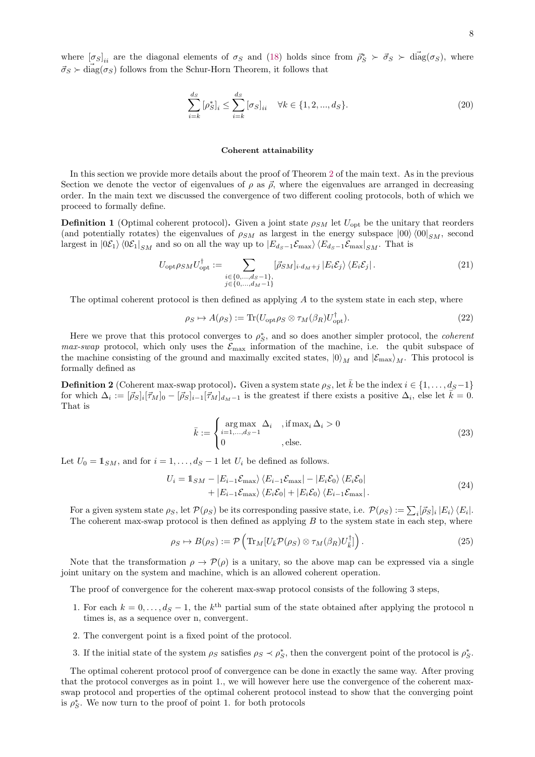where $[\sigma_S]_{ii}$ are the diagonal elements of $\sigma_S$ and (18) holds since from $\vec{\rho}^*_S \succ \vec{\sigma}_S \succ \vec{\text{diag}}(\sigma_S)$, where $\vec{\sigma}_S \succ \vec{\text{diag}}(\sigma_S)$ follows from the Schur-Horn Theorem, it follows that

$$\sum_{i=k}^{d_S} [\rho^*_S]_i \leq \sum_{i=k}^{d_S} [\sigma_S]_{ii} \quad \forall k \in \{1, 2, ..., d_S\}. \tag{20}$$

### Coherent attainability

In this section we provide more details about the proof of Theorem 2 of the main text. As in the previous Section we denote the vector of eigenvalues of $\rho$ as $\vec{\rho}$, where the eigenvalues are arranged in decreasing order. In the main text we discussed the convergence of two different cooling protocols, both of which we proceed to formally define.

**Definition 1** (Optimal coherent protocol)**.** Given a joint state $\rho_{SM}$ let $U_{\text{opt}}$ be the unitary that reorders (and potentially rotates) the eigenvalues of $\rho_{SM}$ as largest in the energy subspace $|00\rangle\langle 00|_{SM}$, second largest in $|0\mathcal{E}_1\rangle\langle 0\mathcal{E}_1|_{SM}$ and so on all the way up to $|E_{d_S-1}\mathcal{E}_{\max}\rangle\langle E_{d_S-1}\mathcal{E}_{\max}|_{SM}$. That is

$$U_{\text{opt}}\rho_{SM}U_{\text{opt}}^\dagger := \sum_{\substack{i\in\{0,...,d_S-1\},\\ j\in\{0,...,d_M-1\}}} [\vec{\rho}_{SM}]_{i\cdot d_M+j} |E_i\mathcal{E}_j\rangle\langle E_i\mathcal{E}_j|. \tag{21}$$

The optimal coherent protocol is then defined as applying $A$ to the system state in each step, where

$$\rho_S \mapsto A(\rho_S) := \text{Tr}(U_{\text{opt}}\rho_S \otimes \tau_M(\beta_R)U_{\text{opt}}^\dagger). \tag{22}$$

Here we prove that this protocol converges to $\rho^*_S$, and so does another simpler protocol, the *coherent max-swap* protocol, which only uses the $\mathcal{E}_{\max}$ information of the machine, i.e. the qubit subspace of the machine consisting of the ground and maximally excited states, $|0\rangle_M$ and $|\mathcal{E}_{\max}\rangle_M$. This protocol is formally defined as

**Definition 2** (Coherent max-swap protocol)**.** Given a system state $\rho_S$, let $\bar{k}$ be the index $i \in \{1, \dots, d_S-1\}$ for which $\Delta_i := [\vec{\rho}_S]_i[\vec{\tau}_M]_0 - [\vec{\rho}_S]_{i-1}[\vec{\tau}_M]_{d_M-1}$ is the greatest if there exists a positive $\Delta_i$, else let $\bar{k} = 0$. That is

$$\bar{k} := \begin{cases} \underset{i=1,\dots,d_S-1}{\arg\max}\ \Delta_i & \text{, if} \max_i \Delta_i > 0 \\ 0 & \text{, else.} \end{cases} \tag{23}$$

Let $U_0 = \mathbb{1}_{SM}$, and for $i = 1, \dots, d_S-1$ let $U_i$ be defined as follows.

$$\begin{aligned} U_i = \mathbb{1}_{SM} &- |E_{i-1}\mathcal{E}_{\max}\rangle\langle E_{i-1}\mathcal{E}_{\max}| - |E_i\mathcal{E}_0\rangle\langle E_i\mathcal{E}_0| \\ &+ |E_{i-1}\mathcal{E}_{\max}\rangle\langle E_i\mathcal{E}_0| + |E_i\mathcal{E}_0\rangle\langle E_{i-1}\mathcal{E}_{\max}|. \end{aligned} \tag{24}$$

For a given system state $\rho_S$, let $\mathcal{P}(\rho_S)$ be its corresponding passive state, i.e. $\mathcal{P}(\rho_S) := \sum_i [\vec{\rho}_S]_i |E_i\rangle\langle E_i|$. The coherent max-swap protocol is then defined as applying $B$ to the system state in each step, where

$$\rho_S \mapsto B(\rho_S) := \mathcal{P}\left(\text{Tr}_M[U_{\bar{k}}\mathcal{P}(\rho_S) \otimes \tau_M(\beta_R)U_{\bar{k}}^\dagger]\right). \tag{25}$$

Note that the transformation $\rho \to \mathcal{P}(\rho)$ is a unitary, so the above map can be expressed via a single joint unitary on the system and machine, which is an allowed coherent operation.

The proof of convergence for the coherent max-swap protocol consists of the following 3 steps,

1. For each $k = 0, \dots, d_S-1$, the $k^{\text{th}}$ partial sum of the state obtained after applying the protocol n times is, as a sequence over n, convergent.
2. The convergent point is a fixed point of the protocol.
3. If the initial state of the system $\rho_S$ satisfies $\rho_S \prec \rho^*_S$, then the convergent point of the protocol is $\rho^*_S$.

The optimal coherent protocol proof of convergence can be done in exactly the same way. After proving that the protocol converges as in point 1., we will however here use the convergence of the coherent max-swap protocol and properties of the optimal coherent protocol instead to show that the converging point is $\rho^*_S$. We now turn to the proof of point 1. for both protocols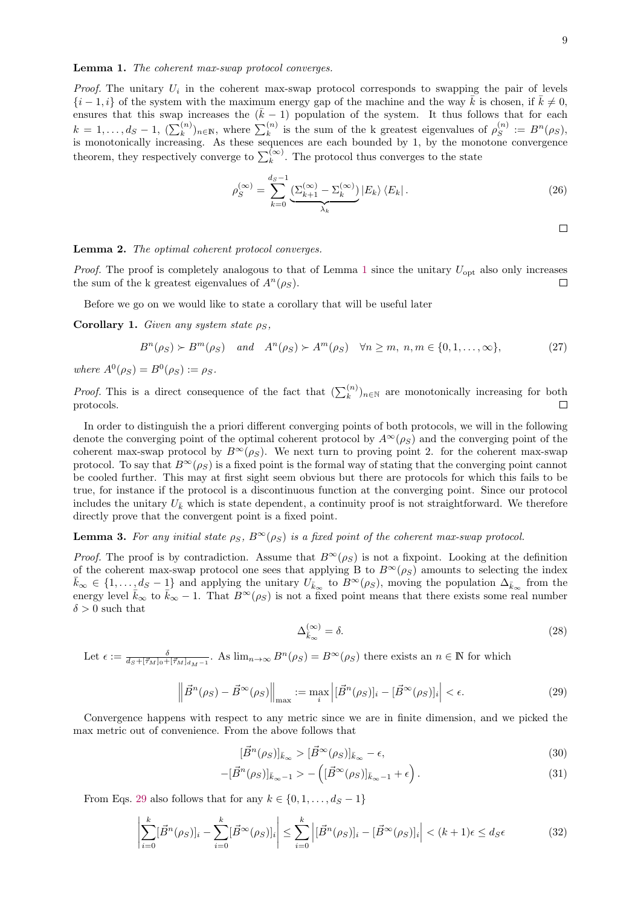**Lemma 1.** *The coherent max-swap protocol converges.*

*Proof.* The unitary $U_i$ in the coherent max-swap protocol corresponds to swapping the pair of levels $\{i-1, i\}$ of the system with the maximum energy gap of the machine and the way $\bar{k}$ is chosen, if $\bar{k} \neq 0$, ensures that this swap increases the $(\bar{k}-1)$ population of the system. It thus follows that for each $k = 1, \dots, d_S - 1$, $(\sum_k^{(n)})_{n\in\mathbb{N}}$, where $\sum_k^{(n)}$ is the sum of the k greatest eigenvalues of $\rho_S^{(n)} := B^n(\rho_S)$, is monotonically increasing. As these sequences are each bounded by 1, by the monotone convergence theorem, they respectively converge to $\sum_k^{(\infty)}$. The protocol thus converges to the state

$$\rho_S^{(\infty)} = \sum_{k=0}^{d_S-1} \underbrace{(\Sigma_{k+1}^{(\infty)} - \Sigma_k^{(\infty)})}_{\lambda_k} |E_k\rangle \langle E_k| \,. \tag{26}$$

□

**Lemma 2.** *The optimal coherent protocol converges.*

*Proof.* The proof is completely analogous to that of Lemma 1 since the unitary $U_{\text{opt}}$ also only increases the sum of the k greatest eigenvalues of $A^n(\rho_S)$. □

Before we go on we would like to state a corollary that will be useful later

**Corollary 1.** *Given any system state $\rho_S$,*

$$B^n(\rho_S) \succ B^m(\rho_S) \quad \textit{and} \quad A^n(\rho_S) \succ A^m(\rho_S) \quad \forall n \geq m,\ n, m \in \{0, 1, \dots, \infty\}, \tag{27}$$

*where $A^0(\rho_S) = B^0(\rho_S) := \rho_S$.*

*Proof.* This is a direct consequence of the fact that $(\sum_k^{(n)})_{n\in\mathbb{N}}$ are monotonically increasing for both protocols. □

In order to distinguish the a priori different converging points of both protocols, we will in the following denote the converging point of the optimal coherent protocol by $A^\infty(\rho_S)$ and the converging point of the coherent max-swap protocol by $B^\infty(\rho_S)$. We next turn to proving point 2. for the coherent max-swap protocol. To say that $B^\infty(\rho_S)$ is a fixed point is the formal way of stating that the converging point cannot be cooled further. This may at first sight seem obvious but there are protocols for which this fails to be true, for instance if the protocol is a discontinuous function at the converging point. Since our protocol includes the unitary $U_{\bar{k}}$ which is state dependent, a continuity proof is not straightforward. We therefore directly prove that the convergent point is a fixed point.

**Lemma 3.** *For any initial state $\rho_S$, $B^\infty(\rho_S)$ is a fixed point of the coherent max-swap protocol.*

*Proof.* The proof is by contradiction. Assume that $B^\infty(\rho_S)$ is not a fixpoint. Looking at the definition of the coherent max-swap protocol one sees that applying B to $B^\infty(\rho_S)$ amounts to selecting the index $\bar{k}_\infty \in \{1, \dots, d_S - 1\}$ and applying the unitary $U_{\bar{k}_\infty}$ to $B^\infty(\rho_S)$, moving the population $\Delta_{\bar{k}_\infty}$ from the energy level $\bar{k}_\infty$ to $\bar{k}_\infty - 1$. That $B^\infty(\rho_S)$ is not a fixed point means that there exists some real number $\delta > 0$ such that

$$\Delta_{\bar{k}_\infty}^{(\infty)} = \delta. \tag{28}$$

Let $\epsilon := \frac{\delta}{d_S + [\vec{r}_M]_0 + [\vec{r}_M]_{d_M-1}}$. As $\lim_{n\to\infty} B^n(\rho_S) = B^\infty(\rho_S)$ there exists an $n \in \mathbb{N}$ for which

$$\left\| \vec{B}^n(\rho_S) - \vec{B}^\infty(\rho_S) \right\|_{\max} := \max_i \left| [\vec{B}^n(\rho_S)]_i - [\vec{B}^\infty(\rho_S)]_i \right| < \epsilon. \tag{29}$$

Convergence happens with respect to any metric since we are in finite dimension, and we picked the max metric out of convenience. From the above follows that

$$[\vec{B}^n(\rho_S)]_{\bar{k}_\infty} > [\vec{B}^\infty(\rho_S)]_{\bar{k}_\infty} - \epsilon, \tag{30}$$

$$-[\vec{B}^n(\rho_S)]_{\bar{k}_\infty - 1} > -\left( [\vec{B}^\infty(\rho_S)]_{\bar{k}_\infty - 1} + \epsilon \right). \tag{31}$$

From Eqs. 29 also follows that for any $k \in \{0, 1, \dots, d_S - 1\}$

$$\left| \sum_{i=0}^{k} [\vec{B}^n(\rho_S)]_i - \sum_{i=0}^{k} [\vec{B}^\infty(\rho_S)]_i \right| \leq \sum_{i=0}^{k} \left| [\vec{B}^n(\rho_S)]_i - [\vec{B}^\infty(\rho_S)]_i \right| < (k+1)\epsilon \leq d_S \epsilon \tag{32}$$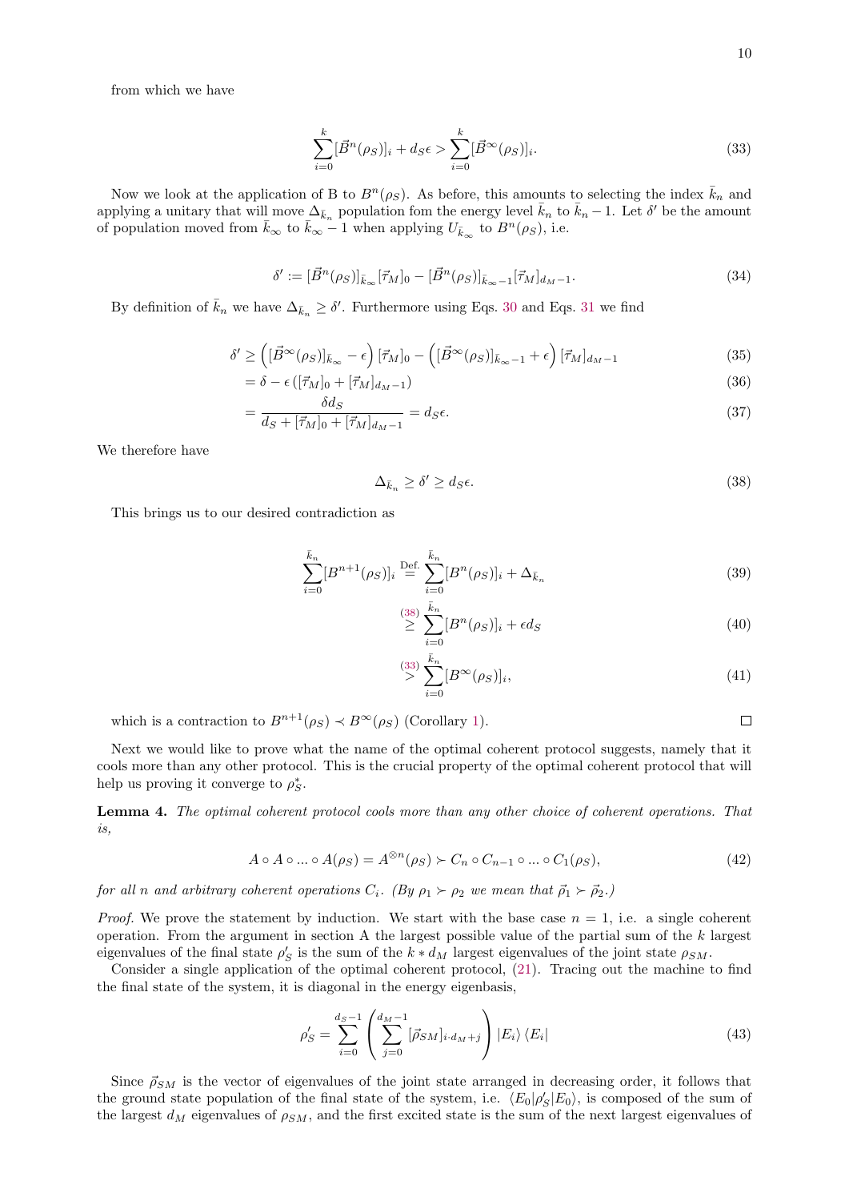from which we have

$$\sum_{i=0}^{k}[\vec{B}^n(\rho_S)]_i + d_S\epsilon > \sum_{i=0}^{k}[\vec{B}^\infty(\rho_S)]_i. \tag{33}$$

Now we look at the application of B to $B^n(\rho_S)$. As before, this amounts to selecting the index $\bar{k}_n$ and applying a unitary that will move $\Delta_{\bar{k}_n}$ population fom the energy level $\bar{k}_n$ to $\bar{k}_n - 1$. Let $\delta'$ be the amount of population moved from $\bar{k}_\infty$ to $\bar{k}_\infty - 1$ when applying $U_{\bar{k}_\infty}$ to $B^n(\rho_S)$, i.e.

$$\delta' := [\vec{B}^n(\rho_S)]_{\bar{k}_\infty}[\vec{\tau}_M]_0 - [\vec{B}^n(\rho_S)]_{\bar{k}_\infty - 1}[\vec{\tau}_M]_{d_M-1}. \tag{34}$$

By definition of $\bar{k}_n$ we have $\Delta_{\bar{k}_n} \geq \delta'$. Furthermore using Eqs. 30 and Eqs. 31 we find

$$\delta' \geq \left([\vec{B}^\infty(\rho_S)]_{\bar{k}_\infty} - \epsilon\right)[\vec{\tau}_M]_0 - \left([\vec{B}^\infty(\rho_S)]_{\bar{k}_\infty - 1} + \epsilon\right)[\vec{\tau}_M]_{d_M-1} \tag{35}$$

$$= \delta - \epsilon\left([\vec{\tau}_M]_0 + [\vec{\tau}_M]_{d_M-1}\right) \tag{36}$$

$$= \frac{\delta d_S}{d_S + [\vec{\tau}_M]_0 + [\vec{\tau}_M]_{d_M-1}} = d_S\epsilon. \tag{37}$$

We therefore have

$$\Delta_{\bar{k}_n} \geq \delta' \geq d_S\epsilon. \tag{38}$$

This brings us to our desired contradiction as

$$\sum_{i=0}^{\bar{k}_n}[B^{n+1}(\rho_S)]_i \overset{\text{Def.}}{=} \sum_{i=0}^{\bar{k}_n}[B^n(\rho_S)]_i + \Delta_{\bar{k}_n} \tag{39}$$

$$\overset{(38)}{\geq} \sum_{i=0}^{\bar{k}_n}[B^n(\rho_S)]_i + \epsilon d_S \tag{40}$$

$$\overset{(33)}{>} \sum_{i=0}^{\bar{k}_n}[B^\infty(\rho_S)]_i, \tag{41}$$

which is a contraction to $B^{n+1}(\rho_S) \prec B^\infty(\rho_S)$ (Corollary 1). $\square$

Next we would like to prove what the name of the optimal coherent protocol suggests, namely that it cools more than any other protocol. This is the crucial property of the optimal coherent protocol that will help us proving it converge to $\rho_S^*$.

**Lemma 4.** *The optimal coherent protocol cools more than any other choice of coherent operations. That is,*

$$A \circ A \circ ... \circ A(\rho_S) = A^{\otimes n}(\rho_S) \succ C_n \circ C_{n-1} \circ ... \circ C_1(\rho_S), \tag{42}$$

*for all n and arbitrary coherent operations $C_i$. (By $\rho_1 \succ \rho_2$ we mean that $\vec{\rho}_1 \succ \vec{\rho}_2$.)*

*Proof.* We prove the statement by induction. We start with the base case $n = 1$, i.e. a single coherent operation. From the argument in section A the largest possible value of the partial sum of the $k$ largest eigenvalues of the final state $\rho_S'$ is the sum of the $k * d_M$ largest eigenvalues of the joint state $\rho_{SM}$.

Consider a single application of the optimal coherent protocol, (21). Tracing out the machine to find the final state of the system, it is diagonal in the energy eigenbasis,

$$\rho_S' = \sum_{i=0}^{d_S-1}\left(\sum_{j=0}^{d_M-1}[\vec{\rho}_{SM}]_{i \cdot d_M + j}\right)|E_i\rangle\langle E_i| \tag{43}$$

Since $\vec{\rho}_{SM}$ is the vector of eigenvalues of the joint state arranged in decreasing order, it follows that the ground state population of the final state of the system, i.e. $\langle E_0|\rho_S'|E_0\rangle$, is composed of the sum of the largest $d_M$ eigenvalues of $\rho_{SM}$, and the first excited state is the sum of the next largest eigenvalues of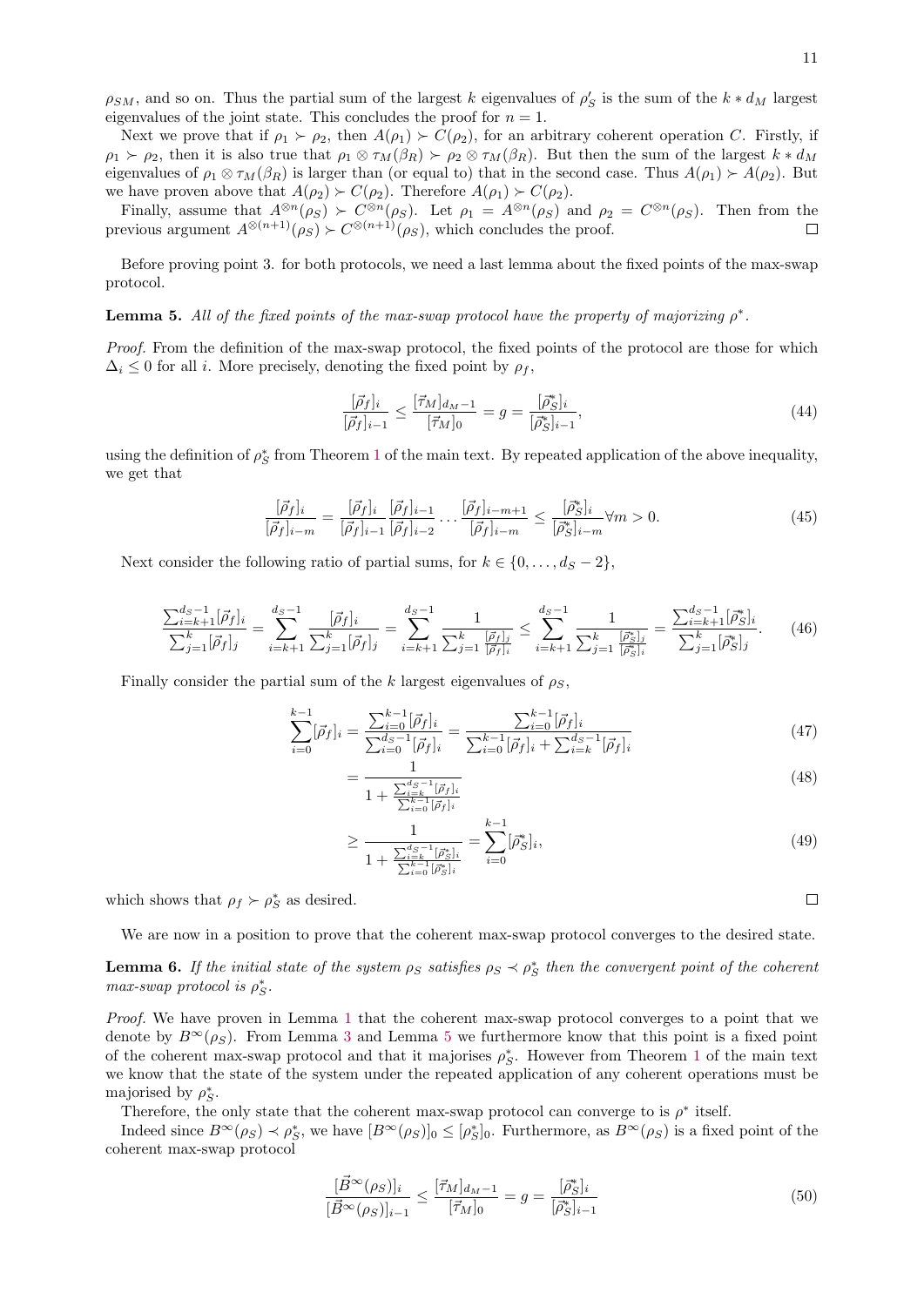$\rho_{SM}$, and so on. Thus the partial sum of the largest $k$ eigenvalues of $\rho_S'$ is the sum of the $k * d_M$ largest eigenvalues of the joint state. This concludes the proof for $n = 1$.

Next we prove that if $\rho_1 \succ \rho_2$, then $A(\rho_1) \succ C(\rho_2)$, for an arbitrary coherent operation $C$. Firstly, if $\rho_1 \succ \rho_2$, then it is also true that $\rho_1 \otimes \tau_M(\beta_R) \succ \rho_2 \otimes \tau_M(\beta_R)$. But then the sum of the largest $k * d_M$ eigenvalues of $\rho_1 \otimes \tau_M(\beta_R)$ is larger than (or equal to) that in the second case. Thus $A(\rho_1) \succ A(\rho_2)$. But we have proven above that $A(\rho_2) \succ C(\rho_2)$. Therefore $A(\rho_1) \succ C(\rho_2)$.

Finally, assume that $A^{\otimes n}(\rho_S) \succ C^{\otimes n}(\rho_S)$. Let $\rho_1 = A^{\otimes n}(\rho_S)$ and $\rho_2 = C^{\otimes n}(\rho_S)$. Then from the previous argument $A^{\otimes (n+1)}(\rho_S) \succ C^{\otimes (n+1)}(\rho_S)$, which concludes the proof. □

Before proving point 3. for both protocols, we need a last lemma about the fixed points of the max-swap protocol.

**Lemma 5.** *All of the fixed points of the max-swap protocol have the property of majorizing $\rho^*$.*

*Proof.* From the definition of the max-swap protocol, the fixed points of the protocol are those for which $\Delta_i \leq 0$ for all $i$. More precisely, denoting the fixed point by $\rho_f$,

$$\frac{[\vec{\rho}_f]_i}{[\vec{\rho}_f]_{i-1}} \leq \frac{[\vec{\tau}_M]_{d_M-1}}{[\vec{\tau}_M]_0} = g = \frac{[\vec{\rho}_S^*]_i}{[\vec{\rho}_S^*]_{i-1}}, \tag{44}$$

using the definition of $\rho_S^*$ from Theorem 1 of the main text. By repeated application of the above inequality, we get that

$$\frac{[\vec{\rho}_f]_i}{[\vec{\rho}_f]_{i-m}} = \frac{[\vec{\rho}_f]_i}{[\vec{\rho}_f]_{i-1}} \frac{[\vec{\rho}_f]_{i-1}}{[\vec{\rho}_f]_{i-2}} \cdots \frac{[\vec{\rho}_f]_{i-m+1}}{[\vec{\rho}_f]_{i-m}} \leq \frac{[\vec{\rho}_S^*]_i}{[\vec{\rho}_S^*]_{i-m}} \forall m > 0. \tag{45}$$

Next consider the following ratio of partial sums, for $k \in \{0, \ldots, d_S - 2\}$,

$$\frac{\sum_{i=k+1}^{d_S-1} [\vec{\rho}_f]_i}{\sum_{j=1}^{k} [\vec{\rho}_f]_j} = \sum_{i=k+1}^{d_S-1} \frac{[\vec{\rho}_f]_i}{\sum_{j=1}^{k} [\vec{\rho}_f]_j} = \sum_{i=k+1}^{d_S-1} \frac{1}{\sum_{j=1}^{k} \frac{[\vec{\rho}_f]_j}{[\vec{\rho}_f]_i}} \leq \sum_{i=k+1}^{d_S-1} \frac{1}{\sum_{j=1}^{k} \frac{[\vec{\rho}_S^*]_j}{[\vec{\rho}_S^*]_i}} = \frac{\sum_{i=k+1}^{d_S-1} [\vec{\rho}_S^*]_i}{\sum_{j=1}^{k} [\vec{\rho}_S^*]_j}. \tag{46}$$

Finally consider the partial sum of the $k$ largest eigenvalues of $\rho_S$,

$$\sum_{i=0}^{k-1} [\vec{\rho}_f]_i = \frac{\sum_{i=0}^{k-1} [\vec{\rho}_f]_i}{\sum_{i=0}^{d_S-1} [\vec{\rho}_f]_i} = \frac{\sum_{i=0}^{k-1} [\vec{\rho}_f]_i}{\sum_{i=0}^{k-1} [\vec{\rho}_f]_i + \sum_{i=k}^{d_S-1} [\vec{\rho}_f]_i} \tag{47}$$

$$= \frac{1}{1 + \frac{\sum_{i=k}^{d_S-1} [\vec{\rho}_f]_i}{\sum_{i=0}^{k-1} [\vec{\rho}_f]_i}} \tag{48}$$

$$\geq \frac{1}{1 + \frac{\sum_{i=k}^{d_S-1} [\vec{\rho}_S^*]_i}{\sum_{i=0}^{k-1} [\vec{\rho}_S^*]_i}} = \sum_{i=0}^{k-1} [\vec{\rho}_S^*]_i, \tag{49}$$

which shows that $\rho_f \succ \rho_S^*$ as desired. □

We are now in a position to prove that the coherent max-swap protocol converges to the desired state.

**Lemma 6.** *If the initial state of the system $\rho_S$ satisfies $\rho_S \prec \rho_S^*$ then the convergent point of the coherent max-swap protocol is $\rho_S^*$.*

*Proof.* We have proven in Lemma 1 that the coherent max-swap protocol converges to a point that we denote by $B^\infty(\rho_S)$. From Lemma 3 and Lemma 5 we furthermore know that this point is a fixed point of the coherent max-swap protocol and that it majorises $\rho_S^*$. However from Theorem 1 of the main text we know that the state of the system under the repeated application of any coherent operations must be majorised by $\rho_S^*$.

Therefore, the only state that the coherent max-swap protocol can converge to is $\rho^*$ itself.

Indeed since $B^\infty(\rho_S) \prec \rho_S^*$, we have $[B^\infty(\rho_S)]_0 \leq [\rho_S^*]_0$. Furthermore, as $B^\infty(\rho_S)$ is a fixed point of the coherent max-swap protocol

$$\frac{[\vec{B}^\infty(\rho_S)]_i}{[\vec{B}^\infty(\rho_S)]_{i-1}} \leq \frac{[\vec{\tau}_M]_{d_M-1}}{[\vec{\tau}_M]_0} = g = \frac{[\vec{\rho}_S^*]_i}{[\vec{\rho}_S^*]_{i-1}} \tag{50}$$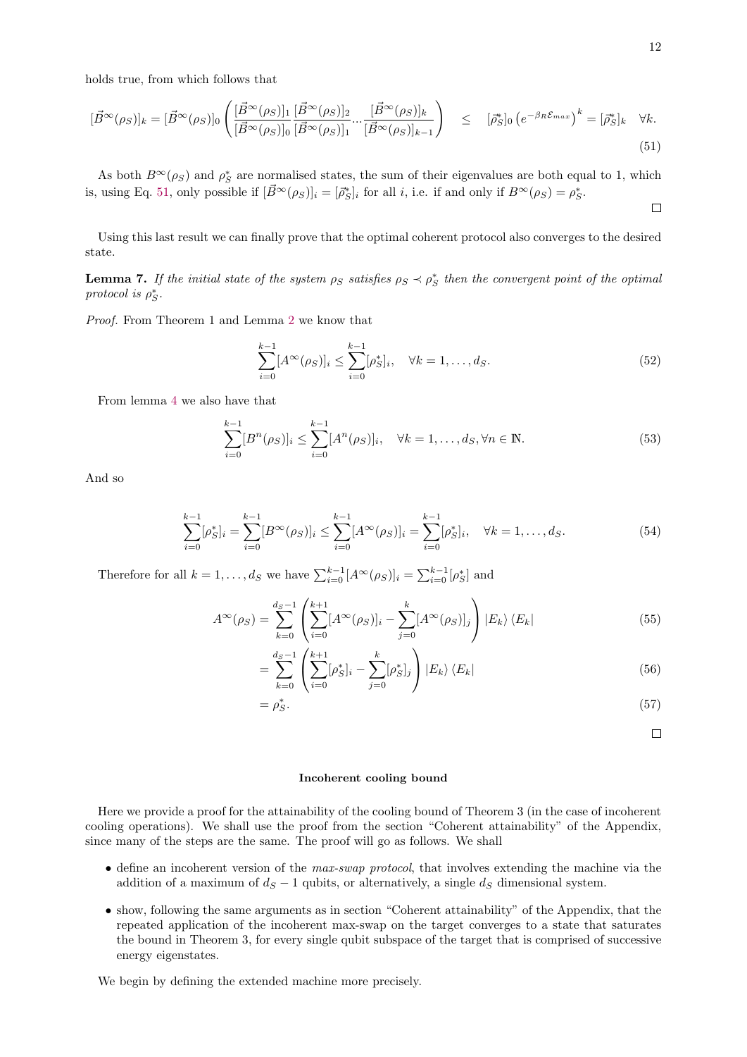holds true, from which follows that

$$[\vec{B}^{\infty}(\rho_S)]_k = [\vec{B}^{\infty}(\rho_S)]_0 \left( \frac{[\vec{B}^{\infty}(\rho_S)]_1}{[\vec{B}^{\infty}(\rho_S)]_0} \frac{[\vec{B}^{\infty}(\rho_S)]_2}{[\vec{B}^{\infty}(\rho_S)]_1} \cdots \frac{[\vec{B}^{\infty}(\rho_S)]_k}{[\vec{B}^{\infty}(\rho_S)]_{k-1}} \right) \quad \leq \quad [\vec{\rho}_S^*]_0 \left(e^{-\beta_R \mathcal{E}_{max}}\right)^k = [\vec{\rho}_S^*]_k \quad \forall k. \tag{51}$$

As both $B^{\infty}(\rho_S)$ and $\rho_S^*$ are normalised states, the sum of their eigenvalues are both equal to 1, which is, using Eq. 51, only possible if $[\vec{B}^{\infty}(\rho_S)]_i = [\vec{\rho}_S^*]_i$ for all $i$, i.e. if and only if $B^{\infty}(\rho_S) = \rho_S^*$.

□

Using this last result we can finally prove that the optimal coherent protocol also converges to the desired state.

**Lemma 7.** *If the initial state of the system $\rho_S$ satisfies $\rho_S \prec \rho_S^*$ then the convergent point of the optimal protocol is $\rho_S^*$.*

*Proof.* From Theorem 1 and Lemma 2 we know that

$$\sum_{i=0}^{k-1} [A^{\infty}(\rho_S)]_i \leq \sum_{i=0}^{k-1} [\rho_S^*]_i, \quad \forall k = 1, \dots, d_S. \tag{52}$$

From lemma 4 we also have that

$$\sum_{i=0}^{k-1} [B^n(\rho_S)]_i \leq \sum_{i=0}^{k-1} [A^n(\rho_S)]_i, \quad \forall k = 1, \dots, d_S, \forall n \in \mathbb{N}. \tag{53}$$

And so

$$\sum_{i=0}^{k-1} [\rho_S^*]_i = \sum_{i=0}^{k-1} [B^{\infty}(\rho_S)]_i \leq \sum_{i=0}^{k-1} [A^{\infty}(\rho_S)]_i = \sum_{i=0}^{k-1} [\rho_S^*]_i, \quad \forall k = 1, \dots, d_S. \tag{54}$$

Therefore for all $k = 1, \dots, d_S$ we have $\sum_{i=0}^{k-1} [A^{\infty}(\rho_S)]_i = \sum_{i=0}^{k-1} [\rho_S^*]$ and

$$A^{\infty}(\rho_S) = \sum_{k=0}^{d_S-1} \left( \sum_{i=0}^{k+1} [A^{\infty}(\rho_S)]_i - \sum_{j=0}^{k} [A^{\infty}(\rho_S)]_j \right) |E_k\rangle \langle E_k| \tag{55}$$

$$= \sum_{k=0}^{d_S-1} \left( \sum_{i=0}^{k+1} [\rho_S^*]_i - \sum_{j=0}^{k} [\rho_S^*]_j \right) |E_k\rangle \langle E_k| \tag{56}$$

$$= \rho_S^*. \tag{57}$$

□

**Incoherent cooling bound**

Here we provide a proof for the attainability of the cooling bound of Theorem 3 (in the case of incoherent cooling operations). We shall use the proof from the section "Coherent attainability" of the Appendix, since many of the steps are the same. The proof will go as follows. We shall

- define an incoherent version of the *max-swap protocol*, that involves extending the machine via the addition of a maximum of $d_S - 1$ qubits, or alternatively, a single $d_S$ dimensional system.
- show, following the same arguments as in section "Coherent attainability" of the Appendix, that the repeated application of the incoherent max-swap on the target converges to a state that saturates the bound in Theorem 3, for every single qubit subspace of the target that is comprised of successive energy eigenstates.

We begin by defining the extended machine more precisely.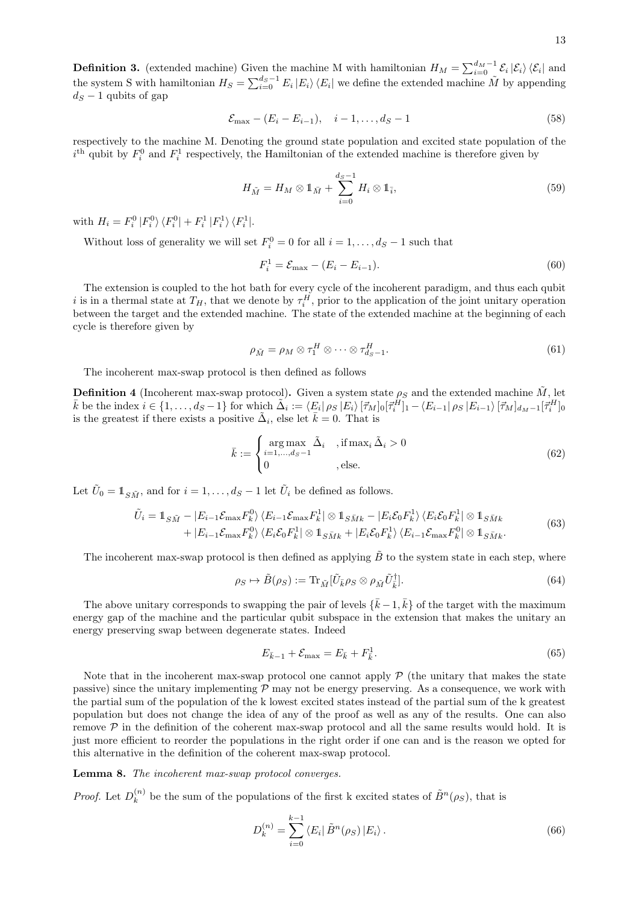**Definition 3.** (extended machine) Given the machine M with hamiltonian $H_M = \sum_{i=0}^{d_M-1} \mathcal{E}_i \left|\mathcal{E}_i\right\rangle \left\langle\mathcal{E}_i\right|$ and the system S with hamiltonian $H_S = \sum_{i=0}^{d_S-1} E_i \left|E_i\right\rangle \left\langle E_i\right|$ we define the extended machine $\tilde{M}$ by appending $d_S - 1$ qubits of gap

$$
\mathcal{E}_{\max} - (E_i - E_{i-1}), \quad i-1, \ldots, d_S - 1 \tag{58}
$$

respectively to the machine M. Denoting the ground state population and excited state population of the $i^{\text{th}}$ qubit by $F_i^0$ and $F_i^1$ respectively, the Hamiltonian of the extended machine is therefore given by

$$
H_{\tilde{M}} = H_M \otimes \mathbb{1}_{\bar{M}} + \sum_{i=0}^{d_S-1} H_i \otimes \mathbb{1}_{\bar{i}}, \tag{59}
$$

with $H_i = F_i^0 \left|F_i^0\right\rangle \left\langle F_i^0\right| + F_i^1 \left|F_i^1\right\rangle \left\langle F_i^1\right|$.

Without loss of generality we will set $F_i^0 = 0$ for all $i = 1, \ldots, d_S - 1$ such that

$$
F_i^1 = \mathcal{E}_{\max} - (E_i - E_{i-1}). \tag{60}
$$

The extension is coupled to the hot bath for every cycle of the incoherent paradigm, and thus each qubit $i$ is in a thermal state at $T_H$, that we denote by $\tau_i^H$, prior to the application of the joint unitary operation between the target and the extended machine. The state of the extended machine at the beginning of each cycle is therefore given by

$$
\rho_{\tilde{M}} = \rho_M \otimes \tau_1^H \otimes \cdots \otimes \tau_{d_S-1}^H. \tag{61}
$$

The incoherent max-swap protocol is then defined as follows

**Definition 4** (Incoherent max-swap protocol)**.** Given a system state $\rho_S$ and the extended machine $\tilde{M}$, let $\bar{k}$ be the index $i \in \{1, \ldots, d_S - 1\}$ for which $\tilde{\Delta}_i := \left\langle E_i\right| \rho_S \left|E_i\right\rangle [\vec{\tau}_M]_0 [\vec{\tau}_i^H]_1 - \left\langle E_{i-1}\right| \rho_S \left|E_{i-1}\right\rangle [\vec{\tau}_M]_{d_M-1} [\vec{\tau}_i^H]_0$ is the greatest if there exists a positive $\tilde{\Delta}_i$, else let $\bar{k} = 0$. That is

$$
\bar{k} := \begin{cases} \underset{i=1,\ldots,d_S-1}{\arg\max}\ \tilde{\Delta}_i & , \text{if} \max_i \tilde{\Delta}_i > 0 \\ 0 & , \text{else.} \end{cases} \tag{62}
$$

Let $\tilde{U}_0 = \mathbb{1}_{S\tilde{M}}$, and for $i = 1, \ldots, d_S - 1$ let $\tilde{U}_i$ be defined as follows.

$$
\begin{aligned}
\tilde{U}_i = \mathbb{1}_{S\tilde{M}} &- \left|E_{i-1}\mathcal{E}_{\max}F_k^0\right\rangle \left\langle E_{i-1}\mathcal{E}_{\max}F_k^1\right| \otimes \mathbb{1}_{S\bar{M}k} - \left|E_i \mathcal{E}_0 F_k^1\right\rangle \left\langle E_i \mathcal{E}_0 F_k^1\right| \otimes \mathbb{1}_{S\bar{M}k} \\
&+ \left|E_{i-1}\mathcal{E}_{\max}F_k^0\right\rangle \left\langle E_i \mathcal{E}_0 F_k^1\right| \otimes \mathbb{1}_{S\bar{M}k} + \left|E_i \mathcal{E}_0 F_k^1\right\rangle \left\langle E_{i-1}\mathcal{E}_{\max}F_k^0\right| \otimes \mathbb{1}_{S\bar{M}k}.
\end{aligned} \tag{63}
$$

The incoherent max-swap protocol is then defined as applying $\tilde{B}$ to the system state in each step, where

$$
\rho_S \mapsto \tilde{B}(\rho_S) := \mathrm{Tr}_{\tilde{M}}[\tilde{U}_{\bar{k}} \rho_S \otimes \rho_{\tilde{M}} \tilde{U}_{\bar{k}}^\dagger]. \tag{64}
$$

The above unitary corresponds to swapping the pair of levels $\{\bar{k}-1, \bar{k}\}$ of the target with the maximum energy gap of the machine and the particular qubit subspace in the extension that makes the unitary an energy preserving swap between degenerate states. Indeed

$$
E_{\bar{k}-1} + \mathcal{E}_{\max} = E_{\bar{k}} + F_{\bar{k}}^1. \tag{65}
$$

Note that in the incoherent max-swap protocol one cannot apply $\mathcal{P}$ (the unitary that makes the state passive) since the unitary implementing $\mathcal{P}$ may not be energy preserving. As a consequence, we work with the partial sum of the population of the k lowest excited states instead of the partial sum of the k greatest population but does not change the idea of any of the proof as well as any of the results. One can also remove $\mathcal{P}$ in the definition of the coherent max-swap protocol and all the same results would hold. It is just more efficient to reorder the populations in the right order if one can and is the reason we opted for this alternative in the definition of the coherent max-swap protocol.

**Lemma 8.** *The incoherent max-swap protocol converges.*

*Proof.* Let $D_k^{(n)}$ be the sum of the populations of the first k excited states of $\tilde{B}^n(\rho_S)$, that is

$$
D_k^{(n)} = \sum_{i=0}^{k-1} \left\langle E_i\right| \tilde{B}^n(\rho_S) \left|E_i\right\rangle. \tag{66}
$$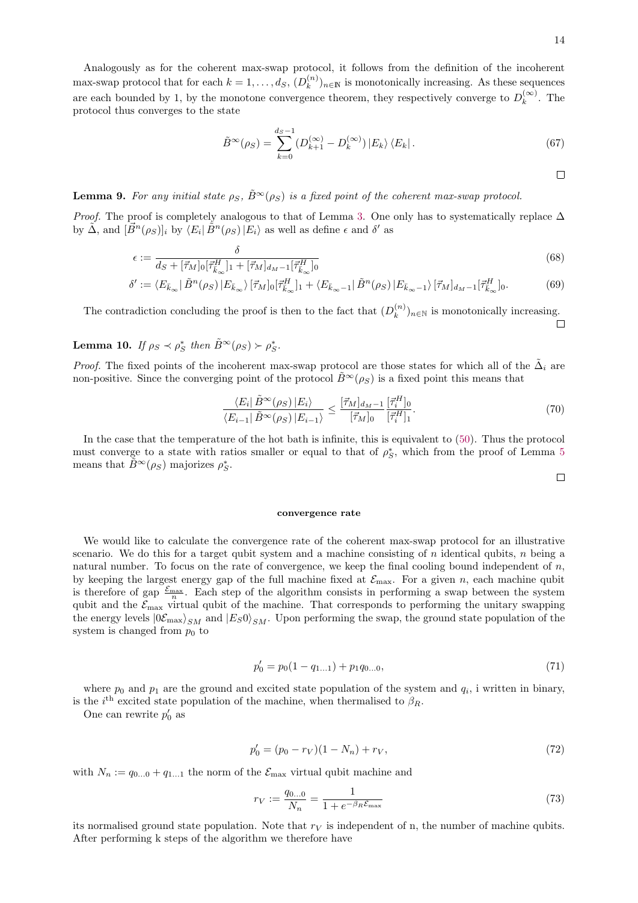Analogously as for the coherent max-swap protocol, it follows from the definition of the incoherent max-swap protocol that for each $k = 1, \ldots, d_S$, $(D_k^{(n)})_{n\in\mathbb{N}}$ is monotonically increasing. As these sequences are each bounded by 1, by the monotone convergence theorem, they respectively converge to $D_k^{(\infty)}$. The protocol thus converges to the state

$$\tilde{B}^{\infty}(\rho_S) = \sum_{k=0}^{d_S-1} (D_{k+1}^{(\infty)} - D_k^{(\infty)}) \left|E_k\right\rangle \left\langle E_k\right| . \tag{67}$$

□

**Lemma 9.** *For any initial state $\rho_S$, $\tilde{B}^{\infty}(\rho_S)$ is a fixed point of the coherent max-swap protocol.*

*Proof.* The proof is completely analogous to that of Lemma 3. One only has to systematically replace $\Delta$ by $\tilde{\Delta}$, and $[\vec{B}^n(\rho_S)]_i$ by $\langle E_i| \tilde{B}^n(\rho_S) |E_i\rangle$ as well as define $\epsilon$ and $\delta'$ as

$$\epsilon := \frac{\delta}{d_S + [\vec{\tau}_M]_0 [\vec{\tau}^H_{\bar{k}_\infty}]_1 + [\vec{\tau}_M]_{d_M-1} [\vec{\tau}^H_{\bar{k}_\infty}]_0} \tag{68}$$

$$\delta' := \langle E_{\bar{k}_\infty}| \tilde{B}^n(\rho_S) |E_{\bar{k}_\infty}\rangle [\vec{\tau}_M]_0 [\vec{\tau}^H_{\bar{k}_\infty}]_1 + \langle E_{\bar{k}_\infty-1}| \tilde{B}^n(\rho_S) |E_{\bar{k}_\infty-1}\rangle [\vec{\tau}_M]_{d_M-1} [\vec{\tau}^H_{\bar{k}_\infty}]_0. \tag{69}$$

The contradiction concluding the proof is then to the fact that $(D_k^{(n)})_{n\in\mathbb{N}}$ is monotonically increasing. □

**Lemma 10.** *If $\rho_S \prec \rho_S^*$ then $\tilde{B}^{\infty}(\rho_S) \succ \rho_S^*$.*

*Proof.* The fixed points of the incoherent max-swap protocol are those states for which all of the $\tilde{\Delta}_i$ are non-positive. Since the converging point of the protocol $\tilde{B}^{\infty}(\rho_S)$ is a fixed point this means that

$$\frac{\langle E_i| \tilde{B}^{\infty}(\rho_S) |E_i\rangle}{\langle E_{i-1}| \tilde{B}^{\infty}(\rho_S) |E_{i-1}\rangle} \leq \frac{[\vec{\tau}_M]_{d_M-1}}{[\vec{\tau}_M]_0} \frac{[\vec{\tau}^H_i]_0}{[\vec{\tau}^H_i]_1}. \tag{70}$$

In the case that the temperature of the hot bath is infinite, this is equivalent to (50). Thus the protocol must converge to a state with ratios smaller or equal to that of $\rho_S^*$, which from the proof of Lemma 5 means that $\tilde{B}^{\infty}(\rho_S)$ majorizes $\rho_S^*$.

□

### convergence rate

We would like to calculate the convergence rate of the coherent max-swap protocol for an illustrative scenario. We do this for a target qubit system and a machine consisting of $n$ identical qubits, $n$ being a natural number. To focus on the rate of convergence, we keep the final cooling bound independent of $n$, by keeping the largest energy gap of the full machine fixed at $\mathcal{E}_{\max}$. For a given $n$, each machine qubit is therefore of gap $\frac{\mathcal{E}_{\max}}{n}$. Each step of the algorithm consists in performing a swap between the system qubit and the $\mathcal{E}_{\max}$ virtual qubit of the machine. That corresponds to performing the unitary swapping the energy levels $|0\mathcal{E}_{\max}\rangle_{SM}$ and $|E_S 0\rangle_{SM}$. Upon performing the swap, the ground state population of the system is changed from $p_0$ to

$$p_0' = p_0(1 - q_{1\ldots1}) + p_1 q_{0\ldots0}, \tag{71}$$

where $p_0$ and $p_1$ are the ground and excited state population of the system and $q_i$, i written in binary, is the $i^{\text{th}}$ excited state population of the machine, when thermalised to $\beta_R$.

One can rewrite $p_0'$ as

$$p_0' = (p_0 - r_V)(1 - N_n) + r_V, \tag{72}$$

with $N_n := q_{0\ldots0} + q_{1\ldots1}$ the norm of the $\mathcal{E}_{\max}$ virtual qubit machine and

$$r_V := \frac{q_{0\ldots0}}{N_n} = \frac{1}{1 + e^{-\beta_R \mathcal{E}_{\max}}} \tag{73}$$

its normalised ground state population. Note that $r_V$ is independent of n, the number of machine qubits. After performing k steps of the algorithm we therefore have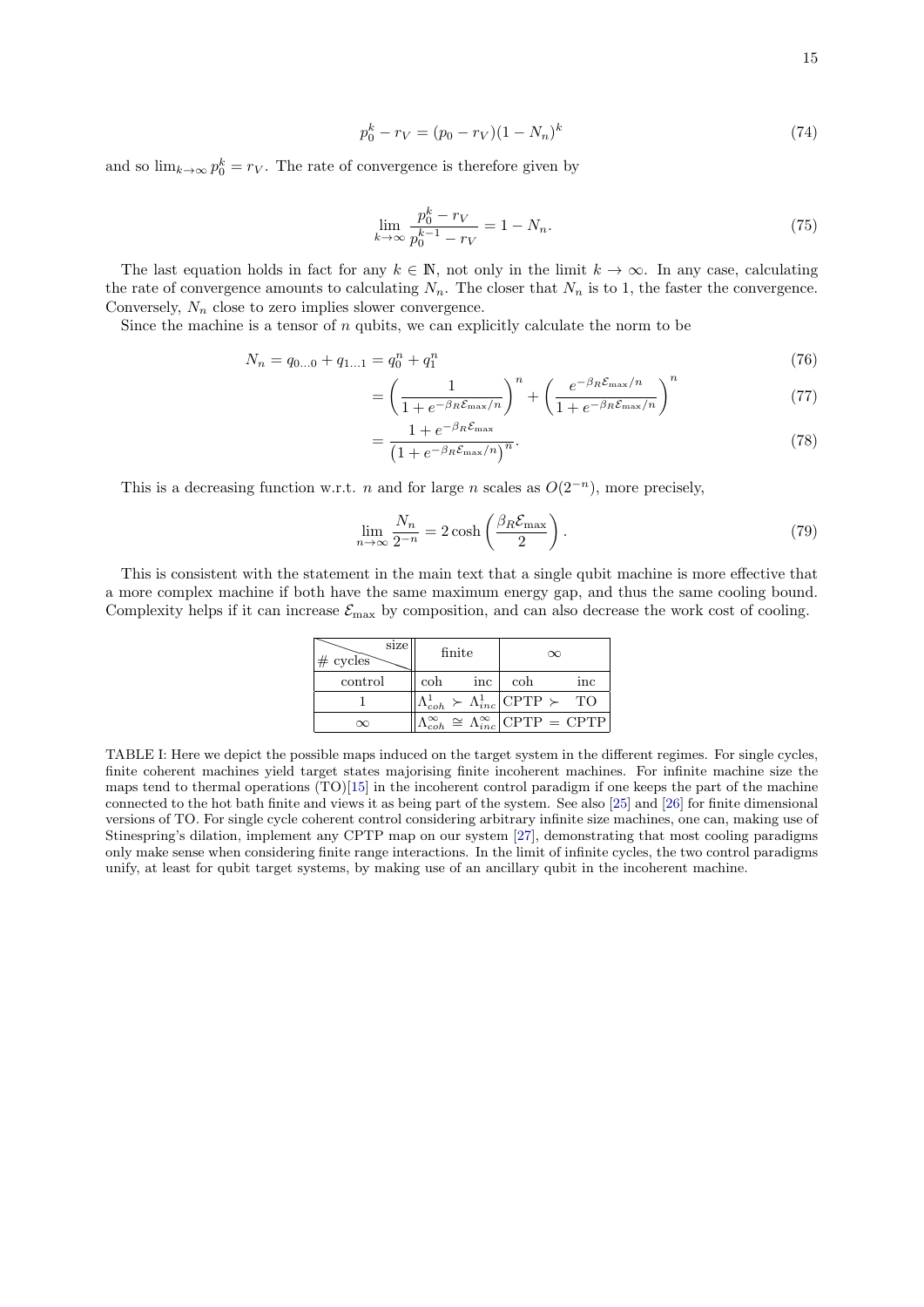$$p_0^k - r_V = (p_0 - r_V)(1 - N_n)^k \tag{74}$$

and so $\lim_{k\to\infty} p_0^k = r_V$. The rate of convergence is therefore given by

$$\lim_{k\to\infty} \frac{p_0^k - r_V}{p_0^{k-1} - r_V} = 1 - N_n. \tag{75}$$

The last equation holds in fact for any $k \in \mathbb{N}$, not only in the limit $k \to \infty$. In any case, calculating the rate of convergence amounts to calculating $N_n$. The closer that $N_n$ is to 1, the faster the convergence. Conversely, $N_n$ close to zero implies slower convergence.

Since the machine is a tensor of $n$ qubits, we can explicitly calculate the norm to be

$$N_n = q_{0\ldots 0} + q_{1\ldots 1} = q_0^n + q_1^n \tag{76}$$

$$= \left(\frac{1}{1+e^{-\beta_R \mathcal{E}_{\max}/n}}\right)^n + \left(\frac{e^{-\beta_R \mathcal{E}_{\max}/n}}{1+e^{-\beta_R \mathcal{E}_{\max}/n}}\right)^n \tag{77}$$

$$= \frac{1+e^{-\beta_R \mathcal{E}_{\max}}}{\left(1+e^{-\beta_R \mathcal{E}_{\max}/n}\right)^n}. \tag{78}$$

This is a decreasing function w.r.t. $n$ and for large $n$ scales as $O(2^{-n})$, more precisely,

$$\lim_{n\to\infty} \frac{N_n}{2^{-n}} = 2\cosh\left(\frac{\beta_R \mathcal{E}_{\max}}{2}\right). \tag{79}$$

This is consistent with the statement in the main text that a single qubit machine is more effective that a more complex machine if both have the same maximum energy gap, and thus the same cooling bound. Complexity helps if it can increase $\mathcal{E}_{\max}$ by composition, and can also decrease the work cost of cooling.

| # cycles \ size | finite | | $\infty$ | |
|---|---|---|---|---|
| control | coh | inc | coh | inc |
| 1 | $\Lambda^1_{coh}$ $\succ$ | $\Lambda^1_{inc}$ | CPTP $\succ$ | TO |
| $\infty$ | $\Lambda^\infty_{coh}$ $\cong$ | $\Lambda^\infty_{inc}$ | CPTP $=$ | CPTP |

TABLE I: Here we depict the possible maps induced on the target system in the different regimes. For single cycles, finite coherent machines yield target states majorising finite incoherent machines. For infinite machine size the maps tend to thermal operations (TO)[15] in the incoherent control paradigm if one keeps the part of the machine connected to the hot bath finite and views it as being part of the system. See also [25] and [26] for finite dimensional versions of TO. For single cycle coherent control considering arbitrary infinite size machines, one can, making use of Stinespring's dilation, implement any CPTP map on our system [27], demonstrating that most cooling paradigms only make sense when considering finite range interactions. In the limit of infinite cycles, the two control paradigms unify, at least for qubit target systems, by making use of an ancillary qubit in the incoherent machine.